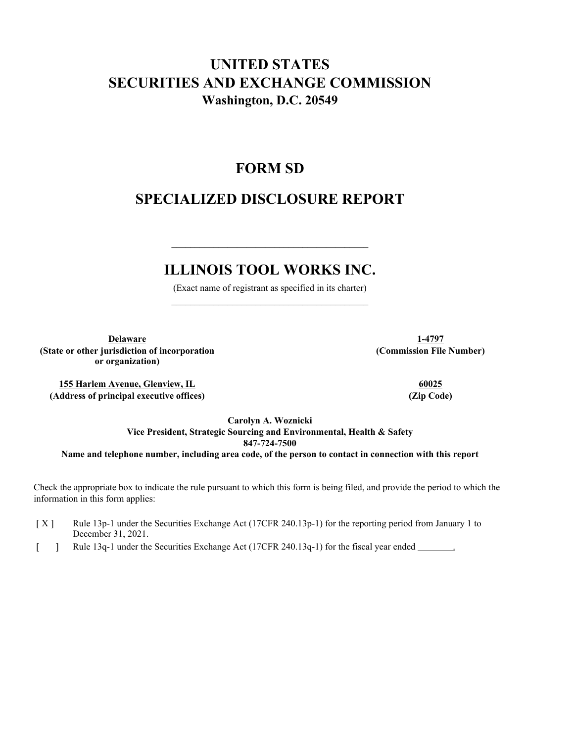# UNITED STATES
# SECURITIES AND EXCHANGE COMMISSION
**Washington, D.C. 20549**

# FORM SD

# SPECIALIZED DISCLOSURE REPORT

---

# ILLINOIS TOOL WORKS INC.

(Exact name of registrant as specified in its charter)

---

| | |
|---|---|
| **Delaware** | **1-4797** |
| **(State or other jurisdiction of incorporation or organization)** | **(Commission File Number)** |
| **155 Harlem Avenue, Glenview, IL** | **60025** |
| **(Address of principal executive offices)** | **(Zip Code)** |

**Carolyn A. Woznicki**
**Vice President, Strategic Sourcing and Environmental, Health & Safety**
**847-724-7500**
**Name and telephone number, including area code, of the person to contact in connection with this report**

Check the appropriate box to indicate the rule pursuant to which this form is being filed, and provide the period to which the information in this form applies:

[ X ] Rule 13p-1 under the Securities Exchange Act (17CFR 240.13p-1) for the reporting period from January 1 to December 31, 2021.

[ ] Rule 13q-1 under the Securities Exchange Act (17CFR 240.13q-1) for the fiscal year ended ________.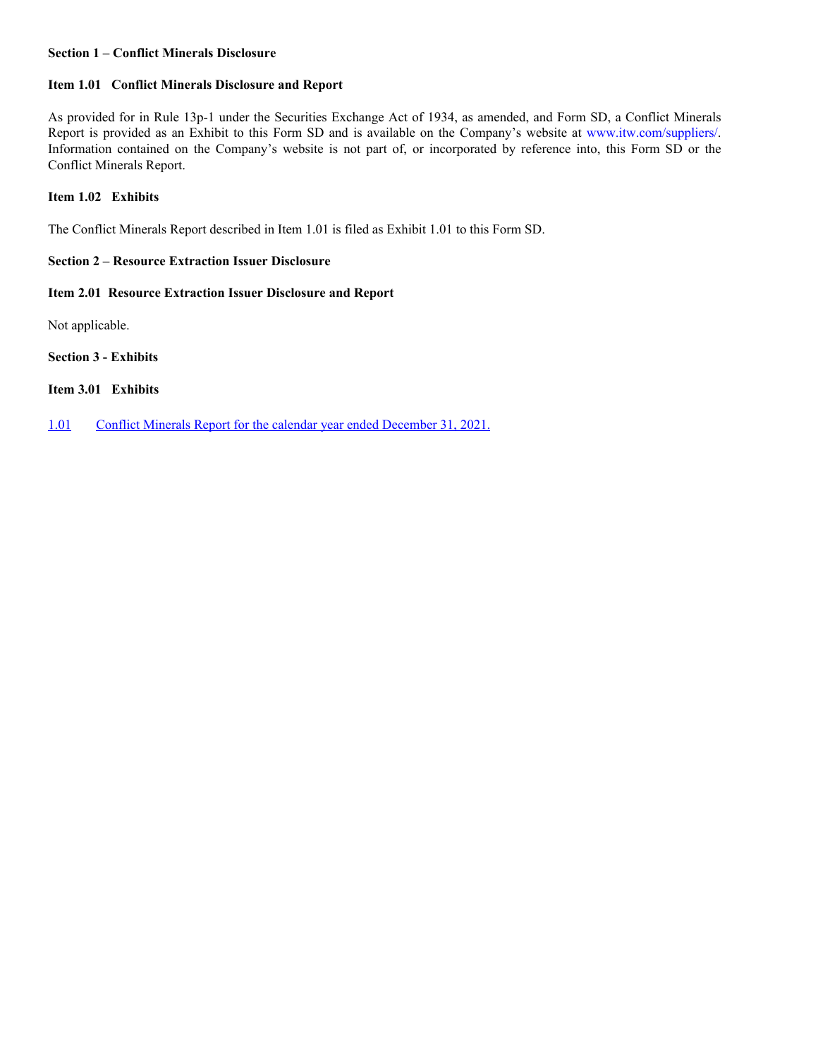**Section 1 – Conflict Minerals Disclosure**

**Item 1.01 Conflict Minerals Disclosure and Report**

As provided for in Rule 13p-1 under the Securities Exchange Act of 1934, as amended, and Form SD, a Conflict Minerals Report is provided as an Exhibit to this Form SD and is available on the Company's website at www.itw.com/suppliers/. Information contained on the Company's website is not part of, or incorporated by reference into, this Form SD or the Conflict Minerals Report.

**Item 1.02 Exhibits**

The Conflict Minerals Report described in Item 1.01 is filed as Exhibit 1.01 to this Form SD.

**Section 2 – Resource Extraction Issuer Disclosure**

**Item 2.01 Resource Extraction Issuer Disclosure and Report**

Not applicable.

**Section 3 - Exhibits**

**Item 3.01 Exhibits**

1.01 Conflict Minerals Report for the calendar year ended December 31, 2021.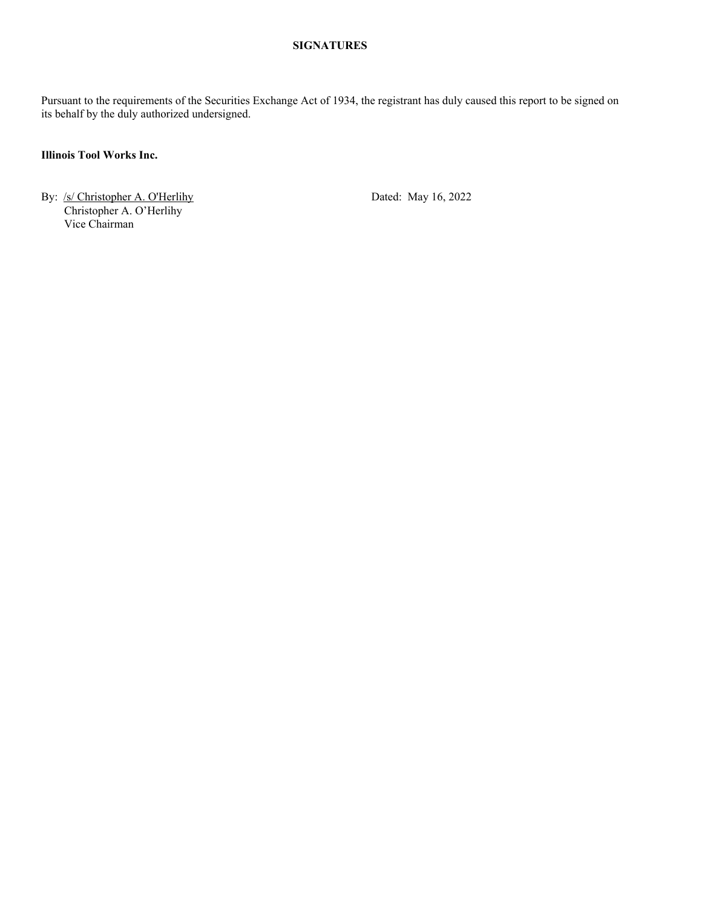## SIGNATURES

Pursuant to the requirements of the Securities Exchange Act of 1934, the registrant has duly caused this report to be signed on its behalf by the duly authorized undersigned.

**Illinois Tool Works Inc.**

By: /s/ Christopher A. O'Herlihy
Christopher A. O'Herlihy
Vice Chairman

Dated: May 16, 2022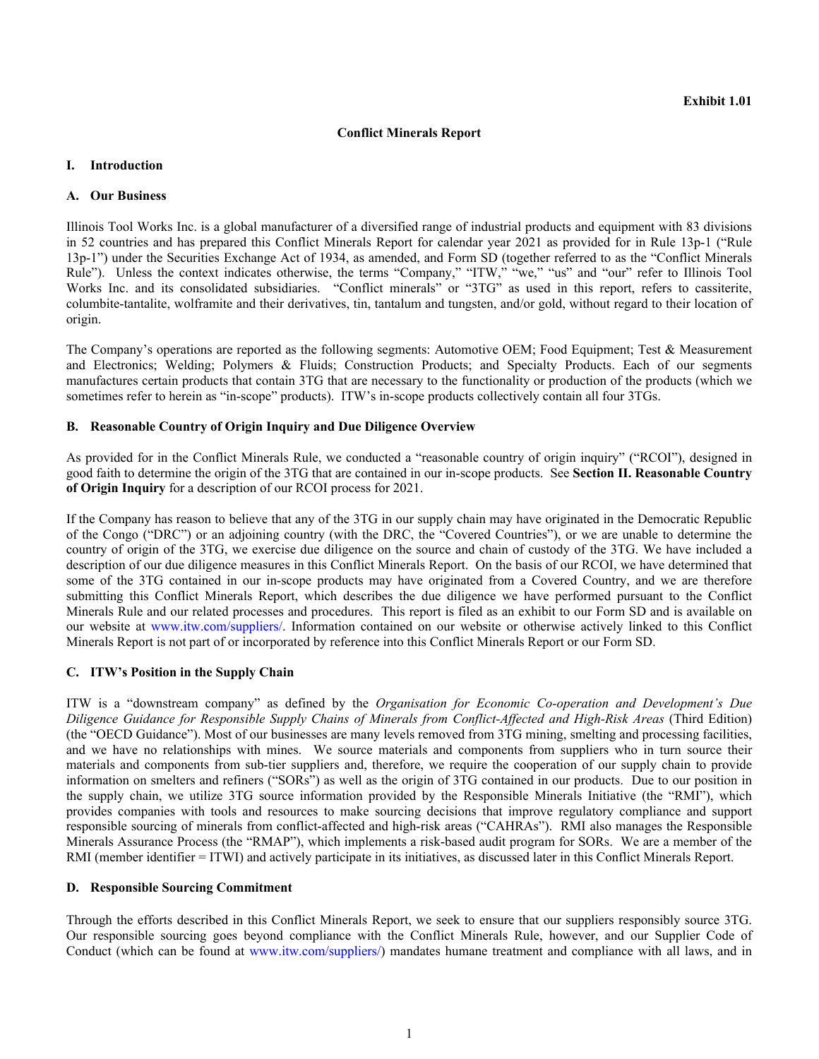**Exhibit 1.01**

**Conflict Minerals Report**

## I. Introduction

### A. Our Business

Illinois Tool Works Inc. is a global manufacturer of a diversified range of industrial products and equipment with 83 divisions in 52 countries and has prepared this Conflict Minerals Report for calendar year 2021 as provided for in Rule 13p-1 ("Rule 13p-1") under the Securities Exchange Act of 1934, as amended, and Form SD (together referred to as the "Conflict Minerals Rule"). Unless the context indicates otherwise, the terms "Company," "ITW," "we," "us" and "our" refer to Illinois Tool Works Inc. and its consolidated subsidiaries. "Conflict minerals" or "3TG" as used in this report, refers to cassiterite, columbite-tantalite, wolframite and their derivatives, tin, tantalum and tungsten, and/or gold, without regard to their location of origin.

The Company's operations are reported as the following segments: Automotive OEM; Food Equipment; Test & Measurement and Electronics; Welding; Polymers & Fluids; Construction Products; and Specialty Products. Each of our segments manufactures certain products that contain 3TG that are necessary to the functionality or production of the products (which we sometimes refer to herein as "in-scope" products). ITW's in-scope products collectively contain all four 3TGs.

### B. Reasonable Country of Origin Inquiry and Due Diligence Overview

As provided for in the Conflict Minerals Rule, we conducted a "reasonable country of origin inquiry" ("RCOI"), designed in good faith to determine the origin of the 3TG that are contained in our in-scope products. See **Section II. Reasonable Country of Origin Inquiry** for a description of our RCOI process for 2021.

If the Company has reason to believe that any of the 3TG in our supply chain may have originated in the Democratic Republic of the Congo ("DRC") or an adjoining country (with the DRC, the "Covered Countries"), or we are unable to determine the country of origin of the 3TG, we exercise due diligence on the source and chain of custody of the 3TG. We have included a description of our due diligence measures in this Conflict Minerals Report. On the basis of our RCOI, we have determined that some of the 3TG contained in our in-scope products may have originated from a Covered Country, and we are therefore submitting this Conflict Minerals Report, which describes the due diligence we have performed pursuant to the Conflict Minerals Rule and our related processes and procedures. This report is filed as an exhibit to our Form SD and is available on our website at www.itw.com/suppliers/. Information contained on our website or otherwise actively linked to this Conflict Minerals Report is not part of or incorporated by reference into this Conflict Minerals Report or our Form SD.

### C. ITW's Position in the Supply Chain

ITW is a "downstream company" as defined by the *Organisation for Economic Co-operation and Development's Due Diligence Guidance for Responsible Supply Chains of Minerals from Conflict-Affected and High-Risk Areas* (Third Edition) (the "OECD Guidance"). Most of our businesses are many levels removed from 3TG mining, smelting and processing facilities, and we have no relationships with mines. We source materials and components from suppliers who in turn source their materials and components from sub-tier suppliers and, therefore, we require the cooperation of our supply chain to provide information on smelters and refiners ("SORs") as well as the origin of 3TG contained in our products. Due to our position in the supply chain, we utilize 3TG source information provided by the Responsible Minerals Initiative (the "RMI"), which provides companies with tools and resources to make sourcing decisions that improve regulatory compliance and support responsible sourcing of minerals from conflict-affected and high-risk areas ("CAHRAs"). RMI also manages the Responsible Minerals Assurance Process (the "RMAP"), which implements a risk-based audit program for SORs. We are a member of the RMI (member identifier = ITWI) and actively participate in its initiatives, as discussed later in this Conflict Minerals Report.

### D. Responsible Sourcing Commitment

Through the efforts described in this Conflict Minerals Report, we seek to ensure that our suppliers responsibly source 3TG. Our responsible sourcing goes beyond compliance with the Conflict Minerals Rule, however, and our Supplier Code of Conduct (which can be found at www.itw.com/suppliers/) mandates humane treatment and compliance with all laws, and in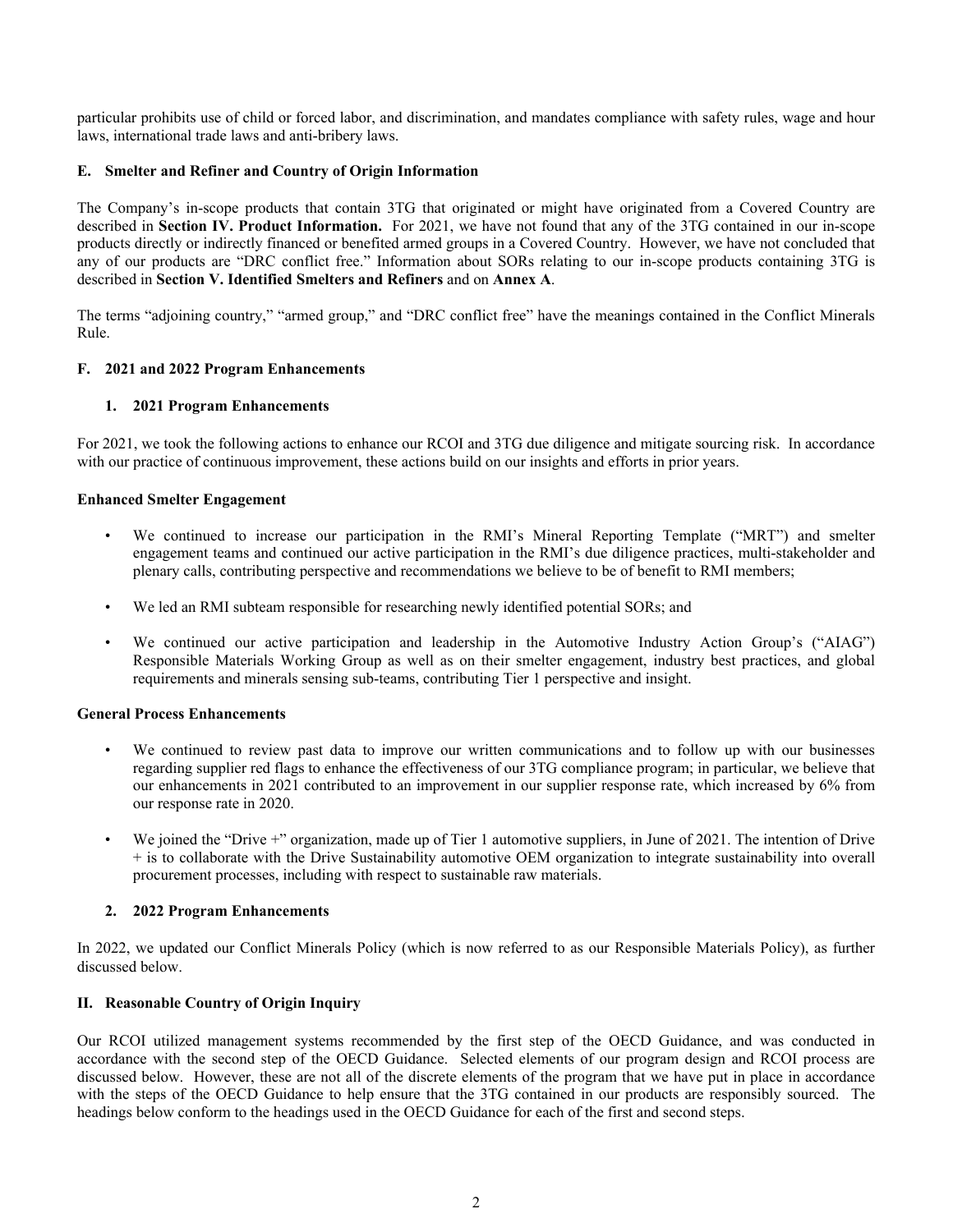particular prohibits use of child or forced labor, and discrimination, and mandates compliance with safety rules, wage and hour laws, international trade laws and anti-bribery laws.

### E. Smelter and Refiner and Country of Origin Information

The Company's in-scope products that contain 3TG that originated or might have originated from a Covered Country are described in **Section IV. Product Information.** For 2021, we have not found that any of the 3TG contained in our in-scope products directly or indirectly financed or benefited armed groups in a Covered Country. However, we have not concluded that any of our products are "DRC conflict free." Information about SORs relating to our in-scope products containing 3TG is described in **Section V. Identified Smelters and Refiners** and on **Annex A**.

The terms "adjoining country," "armed group," and "DRC conflict free" have the meanings contained in the Conflict Minerals Rule.

### F. 2021 and 2022 Program Enhancements

#### 1. 2021 Program Enhancements

For 2021, we took the following actions to enhance our RCOI and 3TG due diligence and mitigate sourcing risk. In accordance with our practice of continuous improvement, these actions build on our insights and efforts in prior years.

**Enhanced Smelter Engagement**

- We continued to increase our participation in the RMI's Mineral Reporting Template ("MRT") and smelter engagement teams and continued our active participation in the RMI's due diligence practices, multi-stakeholder and plenary calls, contributing perspective and recommendations we believe to be of benefit to RMI members;
- We led an RMI subteam responsible for researching newly identified potential SORs; and
- We continued our active participation and leadership in the Automotive Industry Action Group's ("AIAG") Responsible Materials Working Group as well as on their smelter engagement, industry best practices, and global requirements and minerals sensing sub-teams, contributing Tier 1 perspective and insight.

**General Process Enhancements**

- We continued to review past data to improve our written communications and to follow up with our businesses regarding supplier red flags to enhance the effectiveness of our 3TG compliance program; in particular, we believe that our enhancements in 2021 contributed to an improvement in our supplier response rate, which increased by 6% from our response rate in 2020.
- We joined the "Drive +" organization, made up of Tier 1 automotive suppliers, in June of 2021. The intention of Drive + is to collaborate with the Drive Sustainability automotive OEM organization to integrate sustainability into overall procurement processes, including with respect to sustainable raw materials.

#### 2. 2022 Program Enhancements

In 2022, we updated our Conflict Minerals Policy (which is now referred to as our Responsible Materials Policy), as further discussed below.

## II. Reasonable Country of Origin Inquiry

Our RCOI utilized management systems recommended by the first step of the OECD Guidance, and was conducted in accordance with the second step of the OECD Guidance. Selected elements of our program design and RCOI process are discussed below. However, these are not all of the discrete elements of the program that we have put in place in accordance with the steps of the OECD Guidance to help ensure that the 3TG contained in our products are responsibly sourced. The headings below conform to the headings used in the OECD Guidance for each of the first and second steps.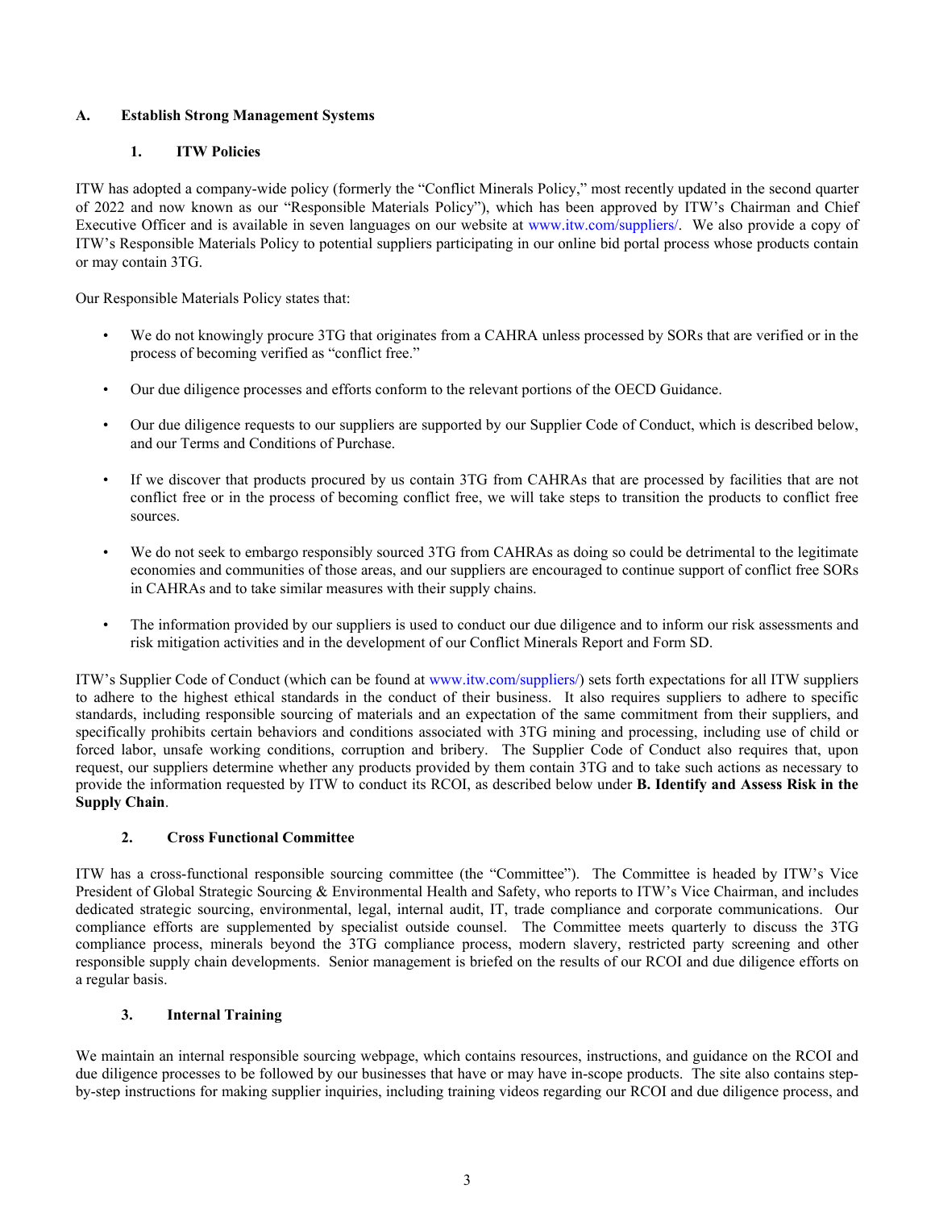## A. Establish Strong Management Systems

### 1. ITW Policies

ITW has adopted a company-wide policy (formerly the "Conflict Minerals Policy," most recently updated in the second quarter of 2022 and now known as our "Responsible Materials Policy"), which has been approved by ITW's Chairman and Chief Executive Officer and is available in seven languages on our website at www.itw.com/suppliers/. We also provide a copy of ITW's Responsible Materials Policy to potential suppliers participating in our online bid portal process whose products contain or may contain 3TG.

Our Responsible Materials Policy states that:

- We do not knowingly procure 3TG that originates from a CAHRA unless processed by SORs that are verified or in the process of becoming verified as "conflict free."
- Our due diligence processes and efforts conform to the relevant portions of the OECD Guidance.
- Our due diligence requests to our suppliers are supported by our Supplier Code of Conduct, which is described below, and our Terms and Conditions of Purchase.
- If we discover that products procured by us contain 3TG from CAHRAs that are processed by facilities that are not conflict free or in the process of becoming conflict free, we will take steps to transition the products to conflict free sources.
- We do not seek to embargo responsibly sourced 3TG from CAHRAs as doing so could be detrimental to the legitimate economies and communities of those areas, and our suppliers are encouraged to continue support of conflict free SORs in CAHRAs and to take similar measures with their supply chains.
- The information provided by our suppliers is used to conduct our due diligence and to inform our risk assessments and risk mitigation activities and in the development of our Conflict Minerals Report and Form SD.

ITW's Supplier Code of Conduct (which can be found at www.itw.com/suppliers/) sets forth expectations for all ITW suppliers to adhere to the highest ethical standards in the conduct of their business. It also requires suppliers to adhere to specific standards, including responsible sourcing of materials and an expectation of the same commitment from their suppliers, and specifically prohibits certain behaviors and conditions associated with 3TG mining and processing, including use of child or forced labor, unsafe working conditions, corruption and bribery. The Supplier Code of Conduct also requires that, upon request, our suppliers determine whether any products provided by them contain 3TG and to take such actions as necessary to provide the information requested by ITW to conduct its RCOI, as described below under **B. Identify and Assess Risk in the Supply Chain**.

### 2. Cross Functional Committee

ITW has a cross-functional responsible sourcing committee (the "Committee"). The Committee is headed by ITW's Vice President of Global Strategic Sourcing & Environmental Health and Safety, who reports to ITW's Vice Chairman, and includes dedicated strategic sourcing, environmental, legal, internal audit, IT, trade compliance and corporate communications. Our compliance efforts are supplemented by specialist outside counsel. The Committee meets quarterly to discuss the 3TG compliance process, minerals beyond the 3TG compliance process, modern slavery, restricted party screening and other responsible supply chain developments. Senior management is briefed on the results of our RCOI and due diligence efforts on a regular basis.

### 3. Internal Training

We maintain an internal responsible sourcing webpage, which contains resources, instructions, and guidance on the RCOI and due diligence processes to be followed by our businesses that have or may have in-scope products. The site also contains step-by-step instructions for making supplier inquiries, including training videos regarding our RCOI and due diligence process, and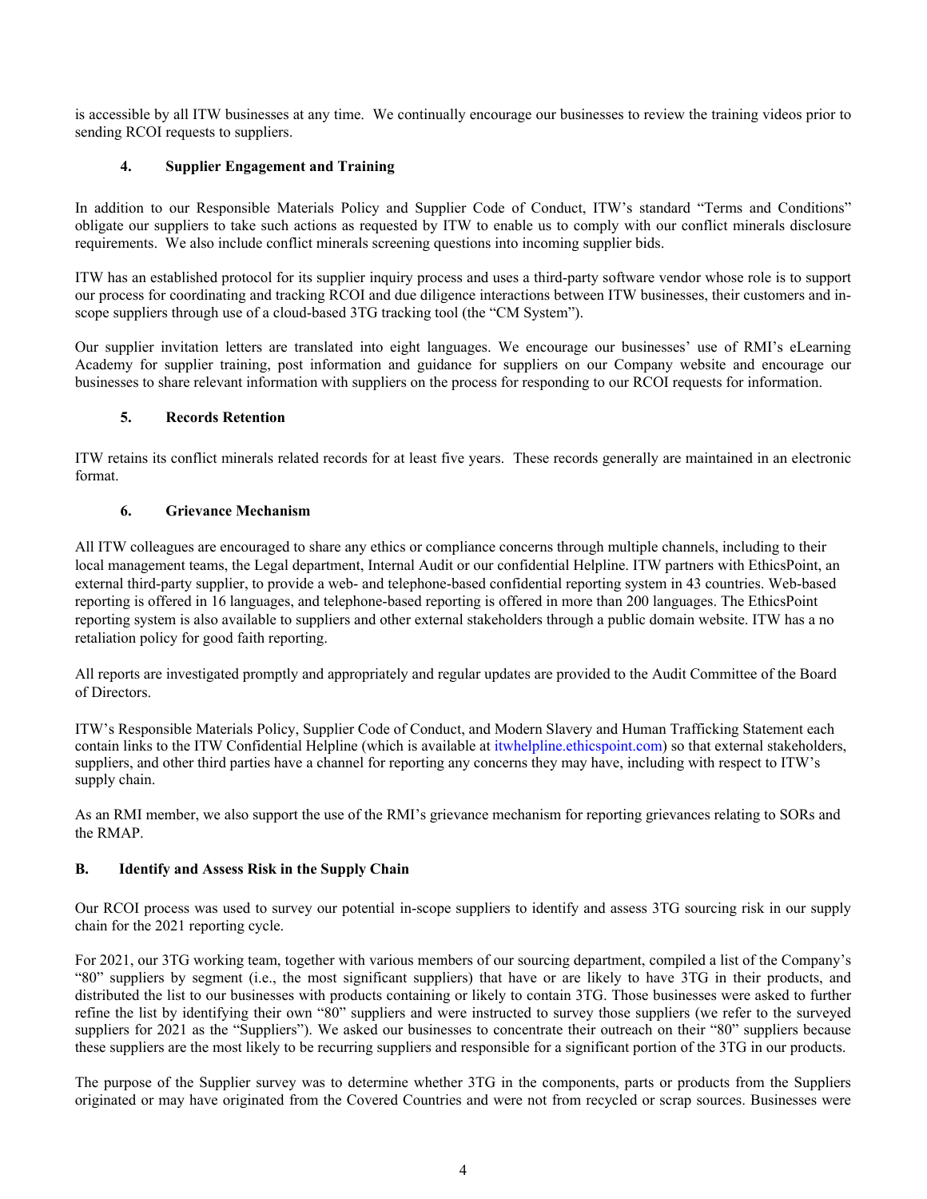is accessible by all ITW businesses at any time. We continually encourage our businesses to review the training videos prior to sending RCOI requests to suppliers.

#### 4. Supplier Engagement and Training

In addition to our Responsible Materials Policy and Supplier Code of Conduct, ITW's standard "Terms and Conditions" obligate our suppliers to take such actions as requested by ITW to enable us to comply with our conflict minerals disclosure requirements. We also include conflict minerals screening questions into incoming supplier bids.

ITW has an established protocol for its supplier inquiry process and uses a third-party software vendor whose role is to support our process for coordinating and tracking RCOI and due diligence interactions between ITW businesses, their customers and in-scope suppliers through use of a cloud-based 3TG tracking tool (the "CM System").

Our supplier invitation letters are translated into eight languages. We encourage our businesses' use of RMI's eLearning Academy for supplier training, post information and guidance for suppliers on our Company website and encourage our businesses to share relevant information with suppliers on the process for responding to our RCOI requests for information.

#### 5. Records Retention

ITW retains its conflict minerals related records for at least five years. These records generally are maintained in an electronic format.

#### 6. Grievance Mechanism

All ITW colleagues are encouraged to share any ethics or compliance concerns through multiple channels, including to their local management teams, the Legal department, Internal Audit or our confidential Helpline. ITW partners with EthicsPoint, an external third-party supplier, to provide a web- and telephone-based confidential reporting system in 43 countries. Web-based reporting is offered in 16 languages, and telephone-based reporting is offered in more than 200 languages. The EthicsPoint reporting system is also available to suppliers and other external stakeholders through a public domain website. ITW has a no retaliation policy for good faith reporting.

All reports are investigated promptly and appropriately and regular updates are provided to the Audit Committee of the Board of Directors.

ITW's Responsible Materials Policy, Supplier Code of Conduct, and Modern Slavery and Human Trafficking Statement each contain links to the ITW Confidential Helpline (which is available at itwhelpline.ethicspoint.com) so that external stakeholders, suppliers, and other third parties have a channel for reporting any concerns they may have, including with respect to ITW's supply chain.

As an RMI member, we also support the use of the RMI's grievance mechanism for reporting grievances relating to SORs and the RMAP.

### B. Identify and Assess Risk in the Supply Chain

Our RCOI process was used to survey our potential in-scope suppliers to identify and assess 3TG sourcing risk in our supply chain for the 2021 reporting cycle.

For 2021, our 3TG working team, together with various members of our sourcing department, compiled a list of the Company's "80" suppliers by segment (i.e., the most significant suppliers) that have or are likely to have 3TG in their products, and distributed the list to our businesses with products containing or likely to contain 3TG. Those businesses were asked to further refine the list by identifying their own "80" suppliers and were instructed to survey those suppliers (we refer to the surveyed suppliers for 2021 as the "Suppliers"). We asked our businesses to concentrate their outreach on their "80" suppliers because these suppliers are the most likely to be recurring suppliers and responsible for a significant portion of the 3TG in our products.

The purpose of the Supplier survey was to determine whether 3TG in the components, parts or products from the Suppliers originated or may have originated from the Covered Countries and were not from recycled or scrap sources. Businesses were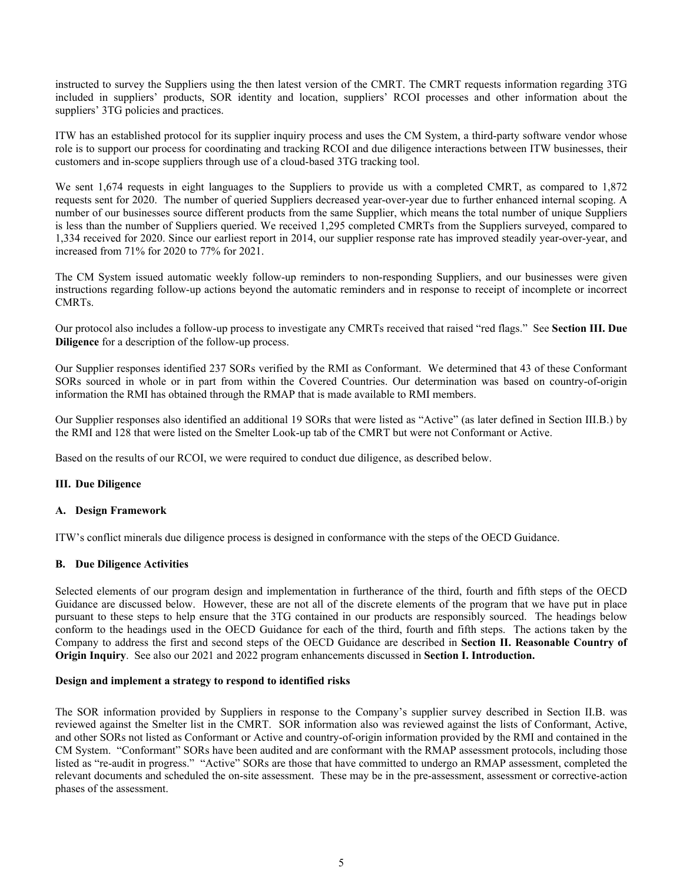instructed to survey the Suppliers using the then latest version of the CMRT. The CMRT requests information regarding 3TG included in suppliers' products, SOR identity and location, suppliers' RCOI processes and other information about the suppliers' 3TG policies and practices.

ITW has an established protocol for its supplier inquiry process and uses the CM System, a third-party software vendor whose role is to support our process for coordinating and tracking RCOI and due diligence interactions between ITW businesses, their customers and in-scope suppliers through use of a cloud-based 3TG tracking tool.

We sent 1,674 requests in eight languages to the Suppliers to provide us with a completed CMRT, as compared to 1,872 requests sent for 2020. The number of queried Suppliers decreased year-over-year due to further enhanced internal scoping. A number of our businesses source different products from the same Supplier, which means the total number of unique Suppliers is less than the number of Suppliers queried. We received 1,295 completed CMRTs from the Suppliers surveyed, compared to 1,334 received for 2020. Since our earliest report in 2014, our supplier response rate has improved steadily year-over-year, and increased from 71% for 2020 to 77% for 2021.

The CM System issued automatic weekly follow-up reminders to non-responding Suppliers, and our businesses were given instructions regarding follow-up actions beyond the automatic reminders and in response to receipt of incomplete or incorrect CMRTs.

Our protocol also includes a follow-up process to investigate any CMRTs received that raised "red flags." See **Section III. Due Diligence** for a description of the follow-up process.

Our Supplier responses identified 237 SORs verified by the RMI as Conformant. We determined that 43 of these Conformant SORs sourced in whole or in part from within the Covered Countries. Our determination was based on country-of-origin information the RMI has obtained through the RMAP that is made available to RMI members.

Our Supplier responses also identified an additional 19 SORs that were listed as "Active" (as later defined in Section III.B.) by the RMI and 128 that were listed on the Smelter Look-up tab of the CMRT but were not Conformant or Active.

Based on the results of our RCOI, we were required to conduct due diligence, as described below.

## III. Due Diligence

### A. Design Framework

ITW's conflict minerals due diligence process is designed in conformance with the steps of the OECD Guidance.

### B. Due Diligence Activities

Selected elements of our program design and implementation in furtherance of the third, fourth and fifth steps of the OECD Guidance are discussed below. However, these are not all of the discrete elements of the program that we have put in place pursuant to these steps to help ensure that the 3TG contained in our products are responsibly sourced. The headings below conform to the headings used in the OECD Guidance for each of the third, fourth and fifth steps. The actions taken by the Company to address the first and second steps of the OECD Guidance are described in **Section II. Reasonable Country of Origin Inquiry**. See also our 2021 and 2022 program enhancements discussed in **Section I. Introduction.**

#### Design and implement a strategy to respond to identified risks

The SOR information provided by Suppliers in response to the Company's supplier survey described in Section II.B. was reviewed against the Smelter list in the CMRT. SOR information also was reviewed against the lists of Conformant, Active, and other SORs not listed as Conformant or Active and country-of-origin information provided by the RMI and contained in the CM System. "Conformant" SORs have been audited and are conformant with the RMAP assessment protocols, including those listed as "re-audit in progress." "Active" SORs are those that have committed to undergo an RMAP assessment, completed the relevant documents and scheduled the on-site assessment. These may be in the pre-assessment, assessment or corrective-action phases of the assessment.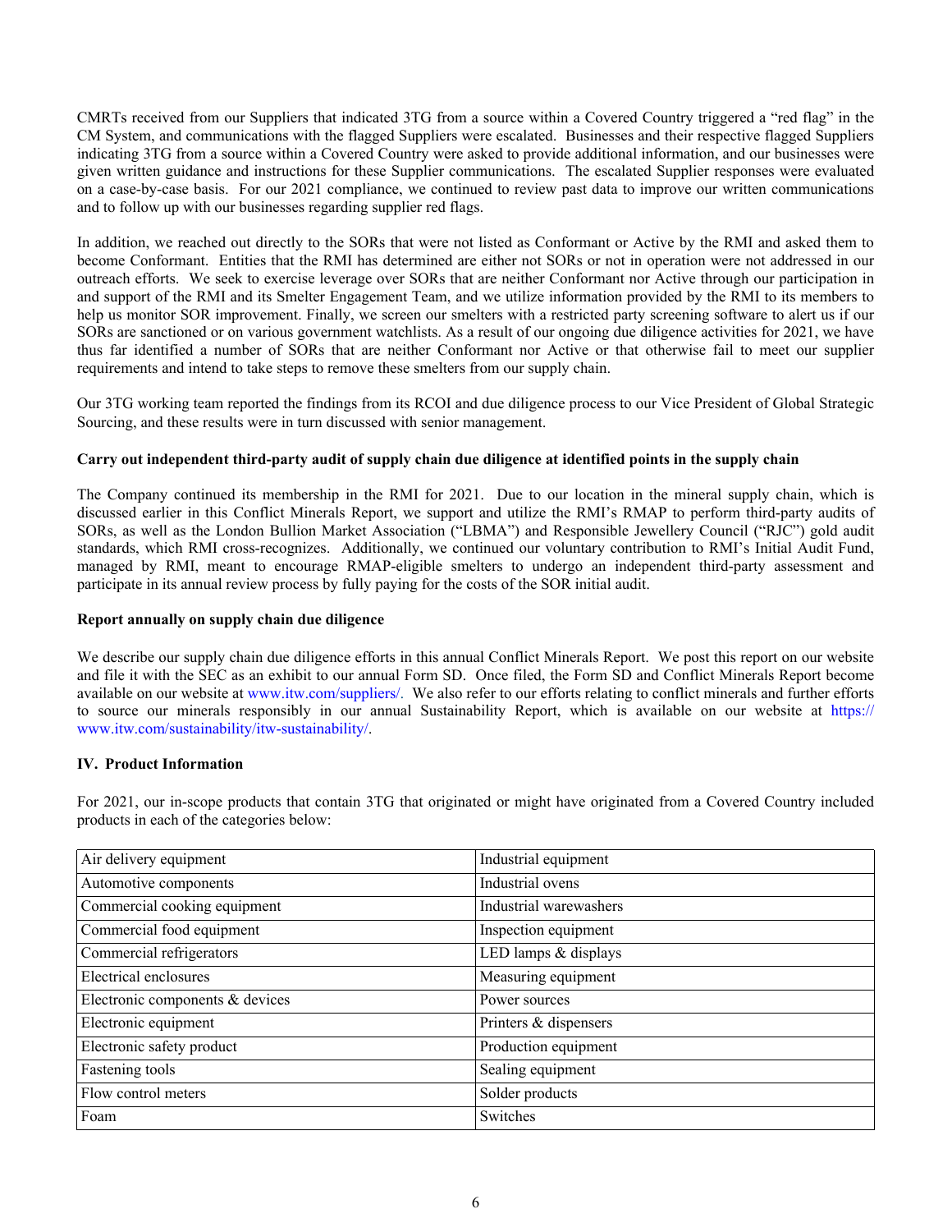CMRTs received from our Suppliers that indicated 3TG from a source within a Covered Country triggered a "red flag" in the CM System, and communications with the flagged Suppliers were escalated. Businesses and their respective flagged Suppliers indicating 3TG from a source within a Covered Country were asked to provide additional information, and our businesses were given written guidance and instructions for these Supplier communications. The escalated Supplier responses were evaluated on a case-by-case basis. For our 2021 compliance, we continued to review past data to improve our written communications and to follow up with our businesses regarding supplier red flags.

In addition, we reached out directly to the SORs that were not listed as Conformant or Active by the RMI and asked them to become Conformant. Entities that the RMI has determined are either not SORs or not in operation were not addressed in our outreach efforts. We seek to exercise leverage over SORs that are neither Conformant nor Active through our participation in and support of the RMI and its Smelter Engagement Team, and we utilize information provided by the RMI to its members to help us monitor SOR improvement. Finally, we screen our smelters with a restricted party screening software to alert us if our SORs are sanctioned or on various government watchlists. As a result of our ongoing due diligence activities for 2021, we have thus far identified a number of SORs that are neither Conformant nor Active or that otherwise fail to meet our supplier requirements and intend to take steps to remove these smelters from our supply chain.

Our 3TG working team reported the findings from its RCOI and due diligence process to our Vice President of Global Strategic Sourcing, and these results were in turn discussed with senior management.

**Carry out independent third-party audit of supply chain due diligence at identified points in the supply chain**

The Company continued its membership in the RMI for 2021. Due to our location in the mineral supply chain, which is discussed earlier in this Conflict Minerals Report, we support and utilize the RMI's RMAP to perform third-party audits of SORs, as well as the London Bullion Market Association ("LBMA") and Responsible Jewellery Council ("RJC") gold audit standards, which RMI cross-recognizes. Additionally, we continued our voluntary contribution to RMI's Initial Audit Fund, managed by RMI, meant to encourage RMAP-eligible smelters to undergo an independent third-party assessment and participate in its annual review process by fully paying for the costs of the SOR initial audit.

**Report annually on supply chain due diligence**

We describe our supply chain due diligence efforts in this annual Conflict Minerals Report. We post this report on our website and file it with the SEC as an exhibit to our annual Form SD. Once filed, the Form SD and Conflict Minerals Report become available on our website at www.itw.com/suppliers/. We also refer to our efforts relating to conflict minerals and further efforts to source our minerals responsibly in our annual Sustainability Report, which is available on our website at https://www.itw.com/sustainability/itw-sustainability/.

**IV. Product Information**

For 2021, our in-scope products that contain 3TG that originated or might have originated from a Covered Country included products in each of the categories below:

| | |
|---|---|
| Air delivery equipment | Industrial equipment |
| Automotive components | Industrial ovens |
| Commercial cooking equipment | Industrial warewashers |
| Commercial food equipment | Inspection equipment |
| Commercial refrigerators | LED lamps & displays |
| Electrical enclosures | Measuring equipment |
| Electronic components & devices | Power sources |
| Electronic equipment | Printers & dispensers |
| Electronic safety product | Production equipment |
| Fastening tools | Sealing equipment |
| Flow control meters | Solder products |
| Foam | Switches |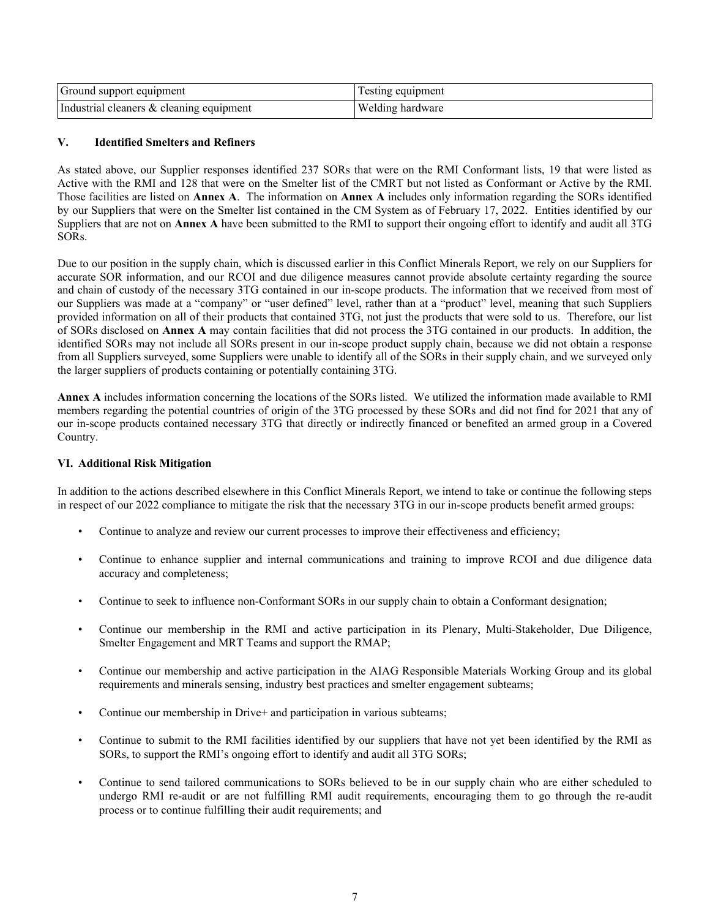| Ground support equipment | Testing equipment |
|---|---|
| Industrial cleaners & cleaning equipment | Welding hardware |

## V. Identified Smelters and Refiners

As stated above, our Supplier responses identified 237 SORs that were on the RMI Conformant lists, 19 that were listed as Active with the RMI and 128 that were on the Smelter list of the CMRT but not listed as Conformant or Active by the RMI. Those facilities are listed on **Annex A**. The information on **Annex A** includes only information regarding the SORs identified by our Suppliers that were on the Smelter list contained in the CM System as of February 17, 2022. Entities identified by our Suppliers that are not on **Annex A** have been submitted to the RMI to support their ongoing effort to identify and audit all 3TG SORs.

Due to our position in the supply chain, which is discussed earlier in this Conflict Minerals Report, we rely on our Suppliers for accurate SOR information, and our RCOI and due diligence measures cannot provide absolute certainty regarding the source and chain of custody of the necessary 3TG contained in our in-scope products. The information that we received from most of our Suppliers was made at a "company" or "user defined" level, rather than at a "product" level, meaning that such Suppliers provided information on all of their products that contained 3TG, not just the products that were sold to us. Therefore, our list of SORs disclosed on **Annex A** may contain facilities that did not process the 3TG contained in our products. In addition, the identified SORs may not include all SORs present in our in-scope product supply chain, because we did not obtain a response from all Suppliers surveyed, some Suppliers were unable to identify all of the SORs in their supply chain, and we surveyed only the larger suppliers of products containing or potentially containing 3TG.

**Annex A** includes information concerning the locations of the SORs listed. We utilized the information made available to RMI members regarding the potential countries of origin of the 3TG processed by these SORs and did not find for 2021 that any of our in-scope products contained necessary 3TG that directly or indirectly financed or benefited an armed group in a Covered Country.

## VI. Additional Risk Mitigation

In addition to the actions described elsewhere in this Conflict Minerals Report, we intend to take or continue the following steps in respect of our 2022 compliance to mitigate the risk that the necessary 3TG in our in-scope products benefit armed groups:

- Continue to analyze and review our current processes to improve their effectiveness and efficiency;
- Continue to enhance supplier and internal communications and training to improve RCOI and due diligence data accuracy and completeness;
- Continue to seek to influence non-Conformant SORs in our supply chain to obtain a Conformant designation;
- Continue our membership in the RMI and active participation in its Plenary, Multi-Stakeholder, Due Diligence, Smelter Engagement and MRT Teams and support the RMAP;
- Continue our membership and active participation in the AIAG Responsible Materials Working Group and its global requirements and minerals sensing, industry best practices and smelter engagement subteams;
- Continue our membership in Drive+ and participation in various subteams;
- Continue to submit to the RMI facilities identified by our suppliers that have not yet been identified by the RMI as SORs, to support the RMI's ongoing effort to identify and audit all 3TG SORs;
- Continue to send tailored communications to SORs believed to be in our supply chain who are either scheduled to undergo RMI re-audit or are not fulfilling RMI audit requirements, encouraging them to go through the re-audit process or to continue fulfilling their audit requirements; and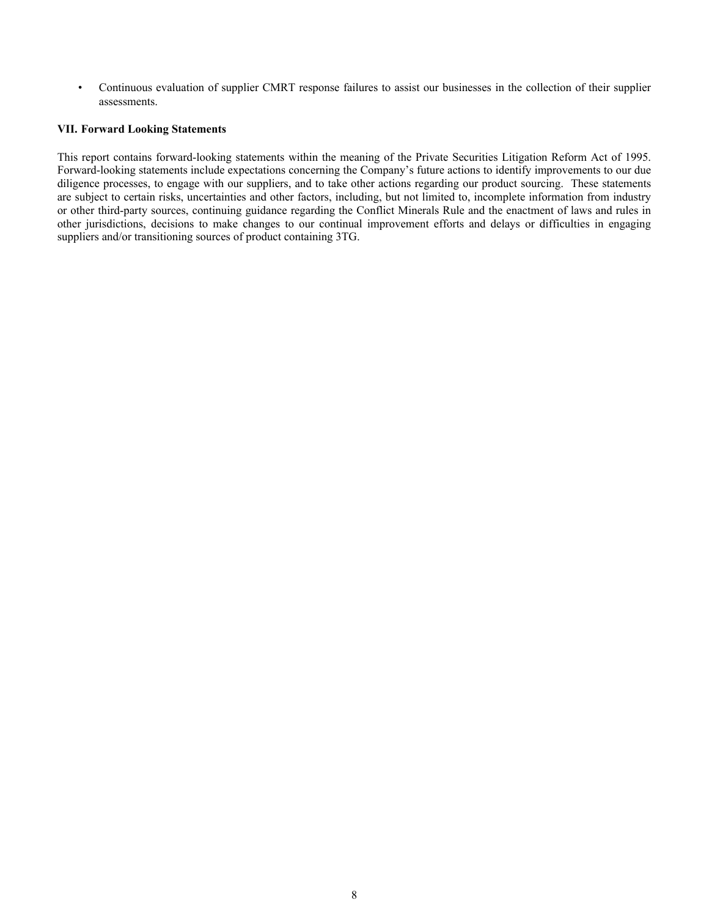- Continuous evaluation of supplier CMRT response failures to assist our businesses in the collection of their supplier assessments.

### VII. Forward Looking Statements

This report contains forward-looking statements within the meaning of the Private Securities Litigation Reform Act of 1995. Forward-looking statements include expectations concerning the Company's future actions to identify improvements to our due diligence processes, to engage with our suppliers, and to take other actions regarding our product sourcing. These statements are subject to certain risks, uncertainties and other factors, including, but not limited to, incomplete information from industry or other third-party sources, continuing guidance regarding the Conflict Minerals Rule and the enactment of laws and rules in other jurisdictions, decisions to make changes to our continual improvement efforts and delays or difficulties in engaging suppliers and/or transitioning sources of product containing 3TG.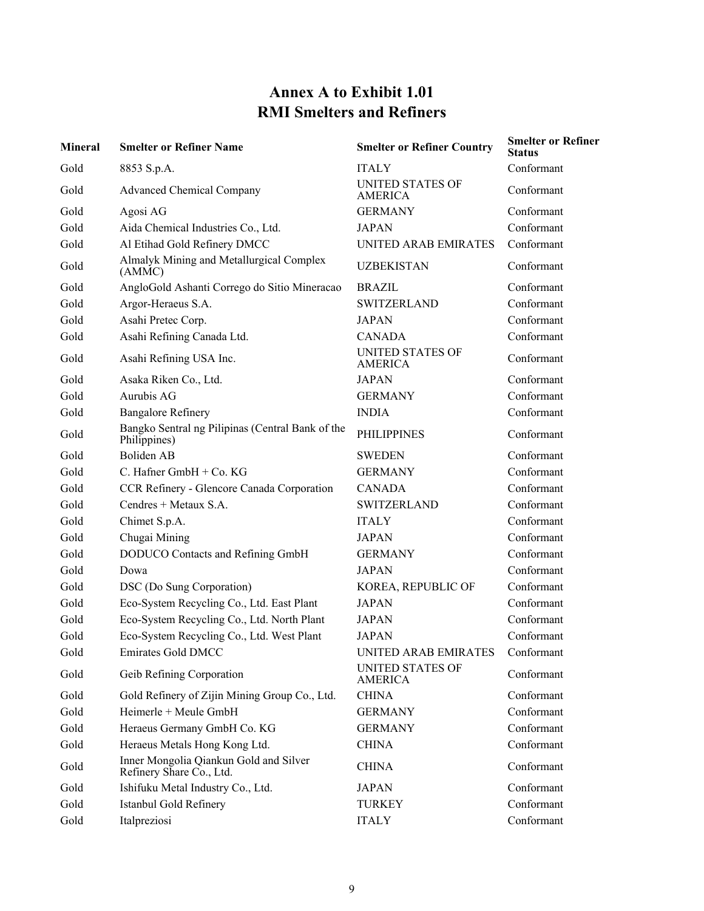# Annex A to Exhibit 1.01
# RMI Smelters and Refiners

| Mineral | Smelter or Refiner Name | Smelter or Refiner Country | Smelter or Refiner Status |
|---|---|---|---|
| Gold | 8853 S.p.A. | ITALY | Conformant |
| Gold | Advanced Chemical Company | UNITED STATES OF AMERICA | Conformant |
| Gold | Agosi AG | GERMANY | Conformant |
| Gold | Aida Chemical Industries Co., Ltd. | JAPAN | Conformant |
| Gold | Al Etihad Gold Refinery DMCC | UNITED ARAB EMIRATES | Conformant |
| Gold | Almalyk Mining and Metallurgical Complex (AMMC) | UZBEKISTAN | Conformant |
| Gold | AngloGold Ashanti Corrego do Sitio Mineracao | BRAZIL | Conformant |
| Gold | Argor-Heraeus S.A. | SWITZERLAND | Conformant |
| Gold | Asahi Pretec Corp. | JAPAN | Conformant |
| Gold | Asahi Refining Canada Ltd. | CANADA | Conformant |
| Gold | Asahi Refining USA Inc. | UNITED STATES OF AMERICA | Conformant |
| Gold | Asaka Riken Co., Ltd. | JAPAN | Conformant |
| Gold | Aurubis AG | GERMANY | Conformant |
| Gold | Bangalore Refinery | INDIA | Conformant |
| Gold | Bangko Sentral ng Pilipinas (Central Bank of the Philippines) | PHILIPPINES | Conformant |
| Gold | Boliden AB | SWEDEN | Conformant |
| Gold | C. Hafner GmbH + Co. KG | GERMANY | Conformant |
| Gold | CCR Refinery - Glencore Canada Corporation | CANADA | Conformant |
| Gold | Cendres + Metaux S.A. | SWITZERLAND | Conformant |
| Gold | Chimet S.p.A. | ITALY | Conformant |
| Gold | Chugai Mining | JAPAN | Conformant |
| Gold | DODUCO Contacts and Refining GmbH | GERMANY | Conformant |
| Gold | Dowa | JAPAN | Conformant |
| Gold | DSC (Do Sung Corporation) | KOREA, REPUBLIC OF | Conformant |
| Gold | Eco-System Recycling Co., Ltd. East Plant | JAPAN | Conformant |
| Gold | Eco-System Recycling Co., Ltd. North Plant | JAPAN | Conformant |
| Gold | Eco-System Recycling Co., Ltd. West Plant | JAPAN | Conformant |
| Gold | Emirates Gold DMCC | UNITED ARAB EMIRATES | Conformant |
| Gold | Geib Refining Corporation | UNITED STATES OF AMERICA | Conformant |
| Gold | Gold Refinery of Zijin Mining Group Co., Ltd. | CHINA | Conformant |
| Gold | Heimerle + Meule GmbH | GERMANY | Conformant |
| Gold | Heraeus Germany GmbH Co. KG | GERMANY | Conformant |
| Gold | Heraeus Metals Hong Kong Ltd. | CHINA | Conformant |
| Gold | Inner Mongolia Qiankun Gold and Silver Refinery Share Co., Ltd. | CHINA | Conformant |
| Gold | Ishifuku Metal Industry Co., Ltd. | JAPAN | Conformant |
| Gold | Istanbul Gold Refinery | TURKEY | Conformant |
| Gold | Italpreziosi | ITALY | Conformant |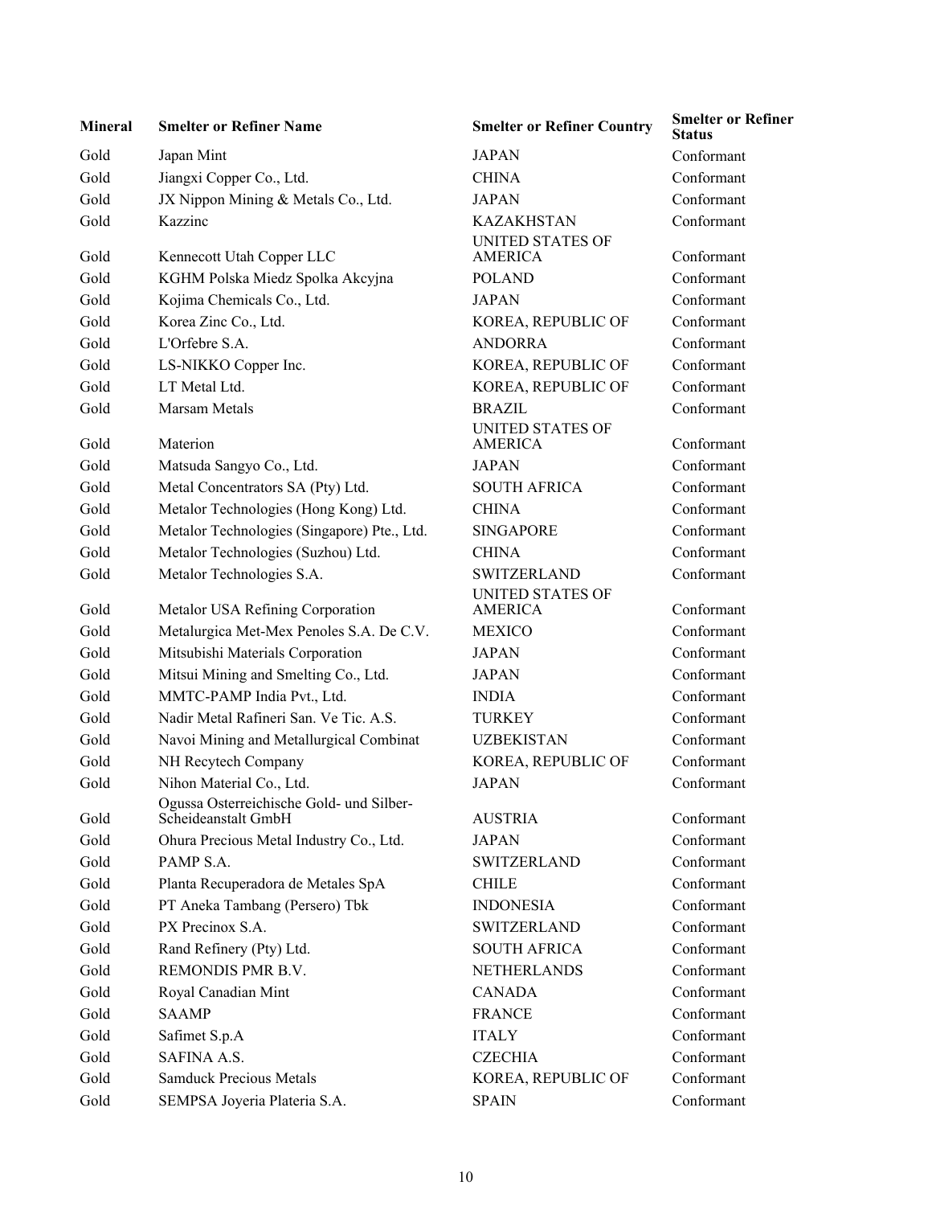| Mineral | Smelter or Refiner Name | Smelter or Refiner Country | Smelter or Refiner Status |
| --- | --- | --- | --- |
| Gold | Japan Mint | JAPAN | Conformant |
| Gold | Jiangxi Copper Co., Ltd. | CHINA | Conformant |
| Gold | JX Nippon Mining & Metals Co., Ltd. | JAPAN | Conformant |
| Gold | Kazzinc | KAZAKHSTAN | Conformant |
| Gold | Kennecott Utah Copper LLC | UNITED STATES OF AMERICA | Conformant |
| Gold | KGHM Polska Miedz Spolka Akcyjna | POLAND | Conformant |
| Gold | Kojima Chemicals Co., Ltd. | JAPAN | Conformant |
| Gold | Korea Zinc Co., Ltd. | KOREA, REPUBLIC OF | Conformant |
| Gold | L'Orfebre S.A. | ANDORRA | Conformant |
| Gold | LS-NIKKO Copper Inc. | KOREA, REPUBLIC OF | Conformant |
| Gold | LT Metal Ltd. | KOREA, REPUBLIC OF | Conformant |
| Gold | Marsam Metals | BRAZIL | Conformant |
| Gold | Materion | UNITED STATES OF AMERICA | Conformant |
| Gold | Matsuda Sangyo Co., Ltd. | JAPAN | Conformant |
| Gold | Metal Concentrators SA (Pty) Ltd. | SOUTH AFRICA | Conformant |
| Gold | Metalor Technologies (Hong Kong) Ltd. | CHINA | Conformant |
| Gold | Metalor Technologies (Singapore) Pte., Ltd. | SINGAPORE | Conformant |
| Gold | Metalor Technologies (Suzhou) Ltd. | CHINA | Conformant |
| Gold | Metalor Technologies S.A. | SWITZERLAND | Conformant |
| Gold | Metalor USA Refining Corporation | UNITED STATES OF AMERICA | Conformant |
| Gold | Metalurgica Met-Mex Penoles S.A. De C.V. | MEXICO | Conformant |
| Gold | Mitsubishi Materials Corporation | JAPAN | Conformant |
| Gold | Mitsui Mining and Smelting Co., Ltd. | JAPAN | Conformant |
| Gold | MMTC-PAMP India Pvt., Ltd. | INDIA | Conformant |
| Gold | Nadir Metal Rafineri San. Ve Tic. A.S. | TURKEY | Conformant |
| Gold | Navoi Mining and Metallurgical Combinat | UZBEKISTAN | Conformant |
| Gold | NH Recytech Company | KOREA, REPUBLIC OF | Conformant |
| Gold | Nihon Material Co., Ltd. | JAPAN | Conformant |
| Gold | Ogussa Osterreichische Gold- und Silber-Scheideanstalt GmbH | AUSTRIA | Conformant |
| Gold | Ohura Precious Metal Industry Co., Ltd. | JAPAN | Conformant |
| Gold | PAMP S.A. | SWITZERLAND | Conformant |
| Gold | Planta Recuperadora de Metales SpA | CHILE | Conformant |
| Gold | PT Aneka Tambang (Persero) Tbk | INDONESIA | Conformant |
| Gold | PX Precinox S.A. | SWITZERLAND | Conformant |
| Gold | Rand Refinery (Pty) Ltd. | SOUTH AFRICA | Conformant |
| Gold | REMONDIS PMR B.V. | NETHERLANDS | Conformant |
| Gold | Royal Canadian Mint | CANADA | Conformant |
| Gold | SAAMP | FRANCE | Conformant |
| Gold | Safimet S.p.A | ITALY | Conformant |
| Gold | SAFINA A.S. | CZECHIA | Conformant |
| Gold | Samduck Precious Metals | KOREA, REPUBLIC OF | Conformant |
| Gold | SEMPSA Joyeria Plateria S.A. | SPAIN | Conformant |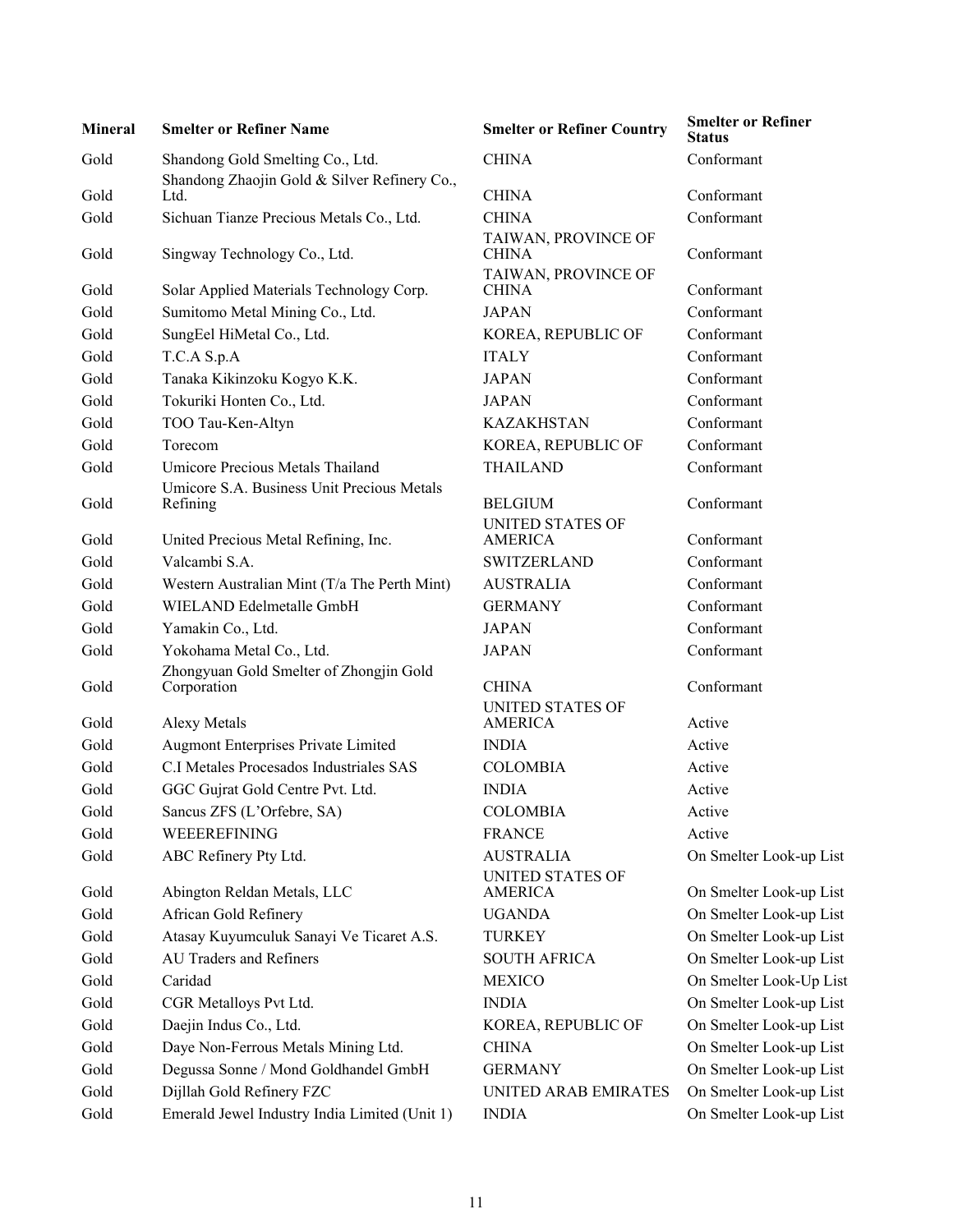| Mineral | Smelter or Refiner Name | Smelter or Refiner Country | Smelter or Refiner Status |
| --- | --- | --- | --- |
| Gold | Shandong Gold Smelting Co., Ltd. | CHINA | Conformant |
| Gold | Shandong Zhaojin Gold & Silver Refinery Co., Ltd. | CHINA | Conformant |
| Gold | Sichuan Tianze Precious Metals Co., Ltd. | CHINA | Conformant |
| Gold | Singway Technology Co., Ltd. | TAIWAN, PROVINCE OF CHINA | Conformant |
| Gold | Solar Applied Materials Technology Corp. | TAIWAN, PROVINCE OF CHINA | Conformant |
| Gold | Sumitomo Metal Mining Co., Ltd. | JAPAN | Conformant |
| Gold | SungEel HiMetal Co., Ltd. | KOREA, REPUBLIC OF | Conformant |
| Gold | T.C.A S.p.A | ITALY | Conformant |
| Gold | Tanaka Kikinzoku Kogyo K.K. | JAPAN | Conformant |
| Gold | Tokuriki Honten Co., Ltd. | JAPAN | Conformant |
| Gold | TOO Tau-Ken-Altyn | KAZAKHSTAN | Conformant |
| Gold | Torecom | KOREA, REPUBLIC OF | Conformant |
| Gold | Umicore Precious Metals Thailand | THAILAND | Conformant |
| Gold | Umicore S.A. Business Unit Precious Metals Refining | BELGIUM | Conformant |
| Gold | United Precious Metal Refining, Inc. | UNITED STATES OF AMERICA | Conformant |
| Gold | Valcambi S.A. | SWITZERLAND | Conformant |
| Gold | Western Australian Mint (T/a The Perth Mint) | AUSTRALIA | Conformant |
| Gold | WIELAND Edelmetalle GmbH | GERMANY | Conformant |
| Gold | Yamakin Co., Ltd. | JAPAN | Conformant |
| Gold | Yokohama Metal Co., Ltd. | JAPAN | Conformant |
| Gold | Zhongyuan Gold Smelter of Zhongjin Gold Corporation | CHINA | Conformant |
| Gold | Alexy Metals | UNITED STATES OF AMERICA | Active |
| Gold | Augmont Enterprises Private Limited | INDIA | Active |
| Gold | C.I Metales Procesados Industriales SAS | COLOMBIA | Active |
| Gold | GGC Gujrat Gold Centre Pvt. Ltd. | INDIA | Active |
| Gold | Sancus ZFS (L'Orfebre, SA) | COLOMBIA | Active |
| Gold | WEEEREFINING | FRANCE | Active |
| Gold | ABC Refinery Pty Ltd. | AUSTRALIA | On Smelter Look-up List |
| Gold | Abington Reldan Metals, LLC | UNITED STATES OF AMERICA | On Smelter Look-up List |
| Gold | African Gold Refinery | UGANDA | On Smelter Look-up List |
| Gold | Atasay Kuyumculuk Sanayi Ve Ticaret A.S. | TURKEY | On Smelter Look-up List |
| Gold | AU Traders and Refiners | SOUTH AFRICA | On Smelter Look-up List |
| Gold | Caridad | MEXICO | On Smelter Look-Up List |
| Gold | CGR Metalloys Pvt Ltd. | INDIA | On Smelter Look-up List |
| Gold | Daejin Indus Co., Ltd. | KOREA, REPUBLIC OF | On Smelter Look-up List |
| Gold | Daye Non-Ferrous Metals Mining Ltd. | CHINA | On Smelter Look-up List |
| Gold | Degussa Sonne / Mond Goldhandel GmbH | GERMANY | On Smelter Look-up List |
| Gold | Dijllah Gold Refinery FZC | UNITED ARAB EMIRATES | On Smelter Look-up List |
| Gold | Emerald Jewel Industry India Limited (Unit 1) | INDIA | On Smelter Look-up List |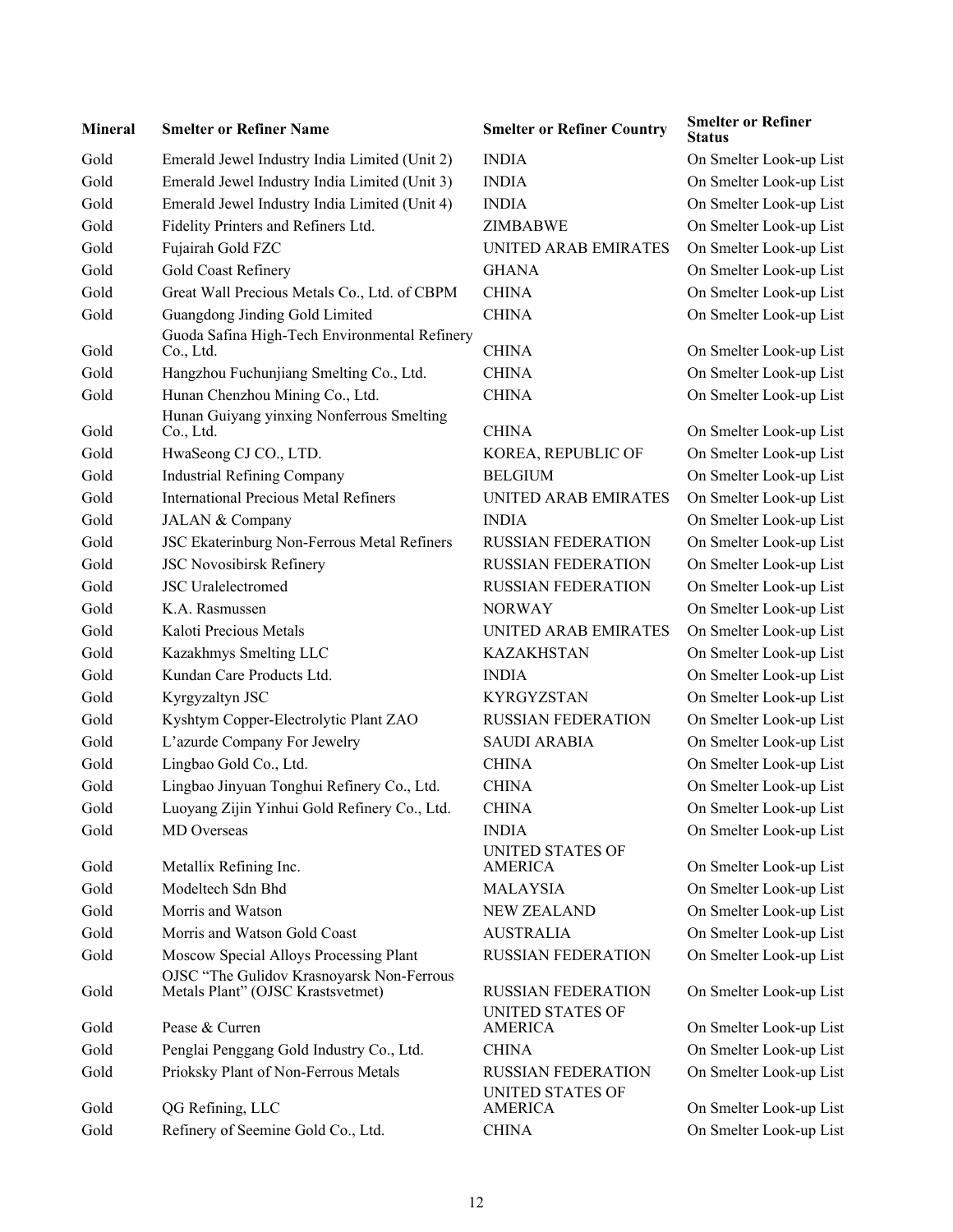| Mineral | Smelter or Refiner Name | Smelter or Refiner Country | Smelter or Refiner Status |
|---|---|---|---|
| Gold | Emerald Jewel Industry India Limited (Unit 2) | INDIA | On Smelter Look-up List |
| Gold | Emerald Jewel Industry India Limited (Unit 3) | INDIA | On Smelter Look-up List |
| Gold | Emerald Jewel Industry India Limited (Unit 4) | INDIA | On Smelter Look-up List |
| Gold | Fidelity Printers and Refiners Ltd. | ZIMBABWE | On Smelter Look-up List |
| Gold | Fujairah Gold FZC | UNITED ARAB EMIRATES | On Smelter Look-up List |
| Gold | Gold Coast Refinery | GHANA | On Smelter Look-up List |
| Gold | Great Wall Precious Metals Co., Ltd. of CBPM | CHINA | On Smelter Look-up List |
| Gold | Guangdong Jinding Gold Limited | CHINA | On Smelter Look-up List |
| Gold | Guoda Safina High-Tech Environmental Refinery Co., Ltd. | CHINA | On Smelter Look-up List |
| Gold | Hangzhou Fuchunjiang Smelting Co., Ltd. | CHINA | On Smelter Look-up List |
| Gold | Hunan Chenzhou Mining Co., Ltd. | CHINA | On Smelter Look-up List |
| Gold | Hunan Guiyang yinxing Nonferrous Smelting Co., Ltd. | CHINA | On Smelter Look-up List |
| Gold | HwaSeong CJ CO., LTD. | KOREA, REPUBLIC OF | On Smelter Look-up List |
| Gold | Industrial Refining Company | BELGIUM | On Smelter Look-up List |
| Gold | International Precious Metal Refiners | UNITED ARAB EMIRATES | On Smelter Look-up List |
| Gold | JALAN & Company | INDIA | On Smelter Look-up List |
| Gold | JSC Ekaterinburg Non-Ferrous Metal Refiners | RUSSIAN FEDERATION | On Smelter Look-up List |
| Gold | JSC Novosibirsk Refinery | RUSSIAN FEDERATION | On Smelter Look-up List |
| Gold | JSC Uralelectromed | RUSSIAN FEDERATION | On Smelter Look-up List |
| Gold | K.A. Rasmussen | NORWAY | On Smelter Look-up List |
| Gold | Kaloti Precious Metals | UNITED ARAB EMIRATES | On Smelter Look-up List |
| Gold | Kazakhmys Smelting LLC | KAZAKHSTAN | On Smelter Look-up List |
| Gold | Kundan Care Products Ltd. | INDIA | On Smelter Look-up List |
| Gold | Kyrgyzaltyn JSC | KYRGYZSTAN | On Smelter Look-up List |
| Gold | Kyshtym Copper-Electrolytic Plant ZAO | RUSSIAN FEDERATION | On Smelter Look-up List |
| Gold | L'azurde Company For Jewelry | SAUDI ARABIA | On Smelter Look-up List |
| Gold | Lingbao Gold Co., Ltd. | CHINA | On Smelter Look-up List |
| Gold | Lingbao Jinyuan Tonghui Refinery Co., Ltd. | CHINA | On Smelter Look-up List |
| Gold | Luoyang Zijin Yinhui Gold Refinery Co., Ltd. | CHINA | On Smelter Look-up List |
| Gold | MD Overseas | INDIA | On Smelter Look-up List |
| Gold | Metallix Refining Inc. | UNITED STATES OF AMERICA | On Smelter Look-up List |
| Gold | Modeltech Sdn Bhd | MALAYSIA | On Smelter Look-up List |
| Gold | Morris and Watson | NEW ZEALAND | On Smelter Look-up List |
| Gold | Morris and Watson Gold Coast | AUSTRALIA | On Smelter Look-up List |
| Gold | Moscow Special Alloys Processing Plant | RUSSIAN FEDERATION | On Smelter Look-up List |
| Gold | OJSC "The Gulidov Krasnoyarsk Non-Ferrous Metals Plant" (OJSC Krastsvetmet) | RUSSIAN FEDERATION | On Smelter Look-up List |
| Gold | Pease & Curren | UNITED STATES OF AMERICA | On Smelter Look-up List |
| Gold | Penglai Penggang Gold Industry Co., Ltd. | CHINA | On Smelter Look-up List |
| Gold | Prioksky Plant of Non-Ferrous Metals | RUSSIAN FEDERATION | On Smelter Look-up List |
| Gold | QG Refining, LLC | UNITED STATES OF AMERICA | On Smelter Look-up List |
| Gold | Refinery of Seemine Gold Co., Ltd. | CHINA | On Smelter Look-up List |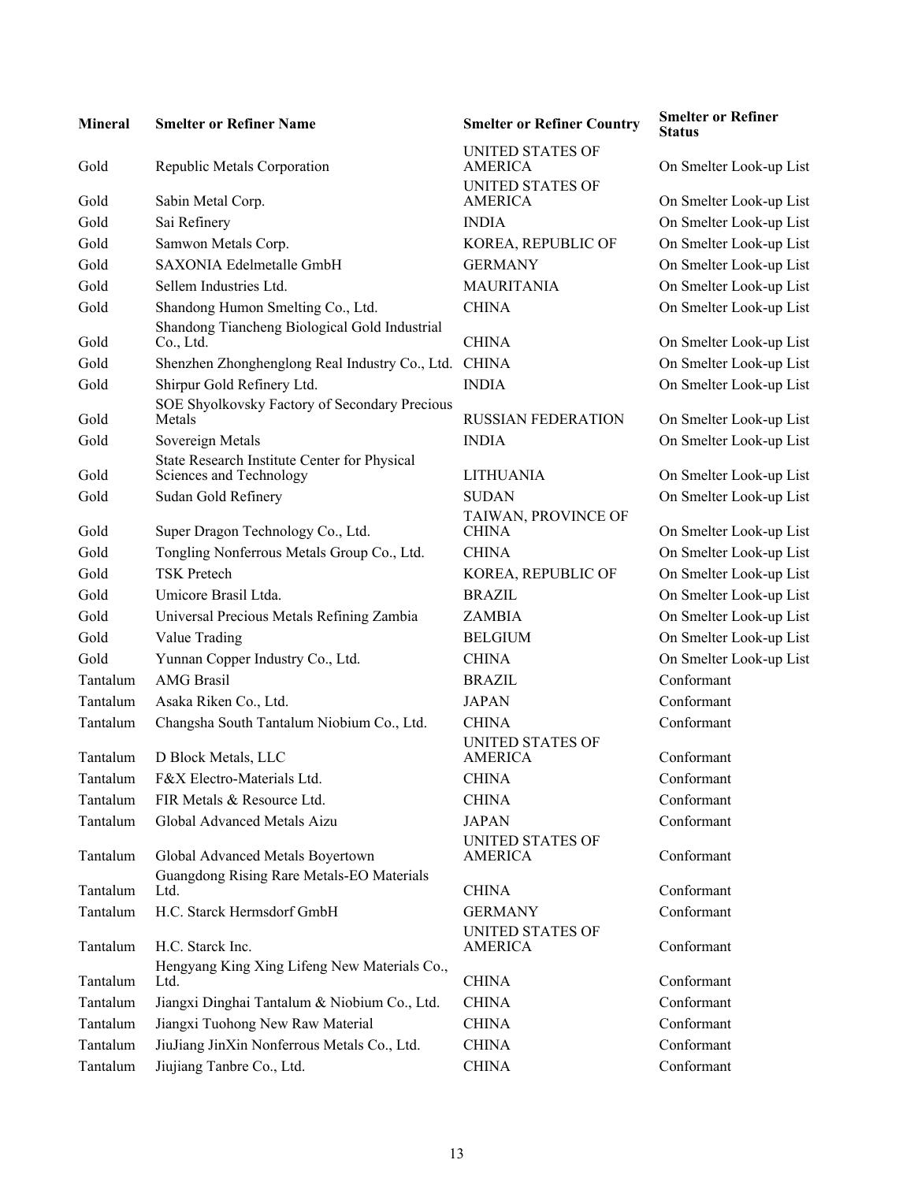| Mineral | Smelter or Refiner Name | Smelter or Refiner Country | Smelter or Refiner Status |
|---|---|---|---|
| Gold | Republic Metals Corporation | UNITED STATES OF AMERICA | On Smelter Look-up List |
| Gold | Sabin Metal Corp. | UNITED STATES OF AMERICA | On Smelter Look-up List |
| Gold | Sai Refinery | INDIA | On Smelter Look-up List |
| Gold | Samwon Metals Corp. | KOREA, REPUBLIC OF | On Smelter Look-up List |
| Gold | SAXONIA Edelmetalle GmbH | GERMANY | On Smelter Look-up List |
| Gold | Sellem Industries Ltd. | MAURITANIA | On Smelter Look-up List |
| Gold | Shandong Humon Smelting Co., Ltd. | CHINA | On Smelter Look-up List |
| Gold | Shandong Tiancheng Biological Gold Industrial Co., Ltd. | CHINA | On Smelter Look-up List |
| Gold | Shenzhen Zhonghenglong Real Industry Co., Ltd. | CHINA | On Smelter Look-up List |
| Gold | Shirpur Gold Refinery Ltd. | INDIA | On Smelter Look-up List |
| Gold | SOE Shyolkovsky Factory of Secondary Precious Metals | RUSSIAN FEDERATION | On Smelter Look-up List |
| Gold | Sovereign Metals | INDIA | On Smelter Look-up List |
| Gold | State Research Institute Center for Physical Sciences and Technology | LITHUANIA | On Smelter Look-up List |
| Gold | Sudan Gold Refinery | SUDAN | On Smelter Look-up List |
| Gold | Super Dragon Technology Co., Ltd. | TAIWAN, PROVINCE OF CHINA | On Smelter Look-up List |
| Gold | Tongling Nonferrous Metals Group Co., Ltd. | CHINA | On Smelter Look-up List |
| Gold | TSK Pretech | KOREA, REPUBLIC OF | On Smelter Look-up List |
| Gold | Umicore Brasil Ltda. | BRAZIL | On Smelter Look-up List |
| Gold | Universal Precious Metals Refining Zambia | ZAMBIA | On Smelter Look-up List |
| Gold | Value Trading | BELGIUM | On Smelter Look-up List |
| Gold | Yunnan Copper Industry Co., Ltd. | CHINA | On Smelter Look-up List |
| Tantalum | AMG Brasil | BRAZIL | Conformant |
| Tantalum | Asaka Riken Co., Ltd. | JAPAN | Conformant |
| Tantalum | Changsha South Tantalum Niobium Co., Ltd. | CHINA | Conformant |
| Tantalum | D Block Metals, LLC | UNITED STATES OF AMERICA | Conformant |
| Tantalum | F&X Electro-Materials Ltd. | CHINA | Conformant |
| Tantalum | FIR Metals & Resource Ltd. | CHINA | Conformant |
| Tantalum | Global Advanced Metals Aizu | JAPAN | Conformant |
| Tantalum | Global Advanced Metals Boyertown | UNITED STATES OF AMERICA | Conformant |
| Tantalum | Guangdong Rising Rare Metals-EO Materials Ltd. | CHINA | Conformant |
| Tantalum | H.C. Starck Hermsdorf GmbH | GERMANY | Conformant |
| Tantalum | H.C. Starck Inc. | UNITED STATES OF AMERICA | Conformant |
| Tantalum | Hengyang King Xing Lifeng New Materials Co., Ltd. | CHINA | Conformant |
| Tantalum | Jiangxi Dinghai Tantalum & Niobium Co., Ltd. | CHINA | Conformant |
| Tantalum | Jiangxi Tuohong New Raw Material | CHINA | Conformant |
| Tantalum | JiuJiang JinXin Nonferrous Metals Co., Ltd. | CHINA | Conformant |
| Tantalum | Jiujiang Tanbre Co., Ltd. | CHINA | Conformant |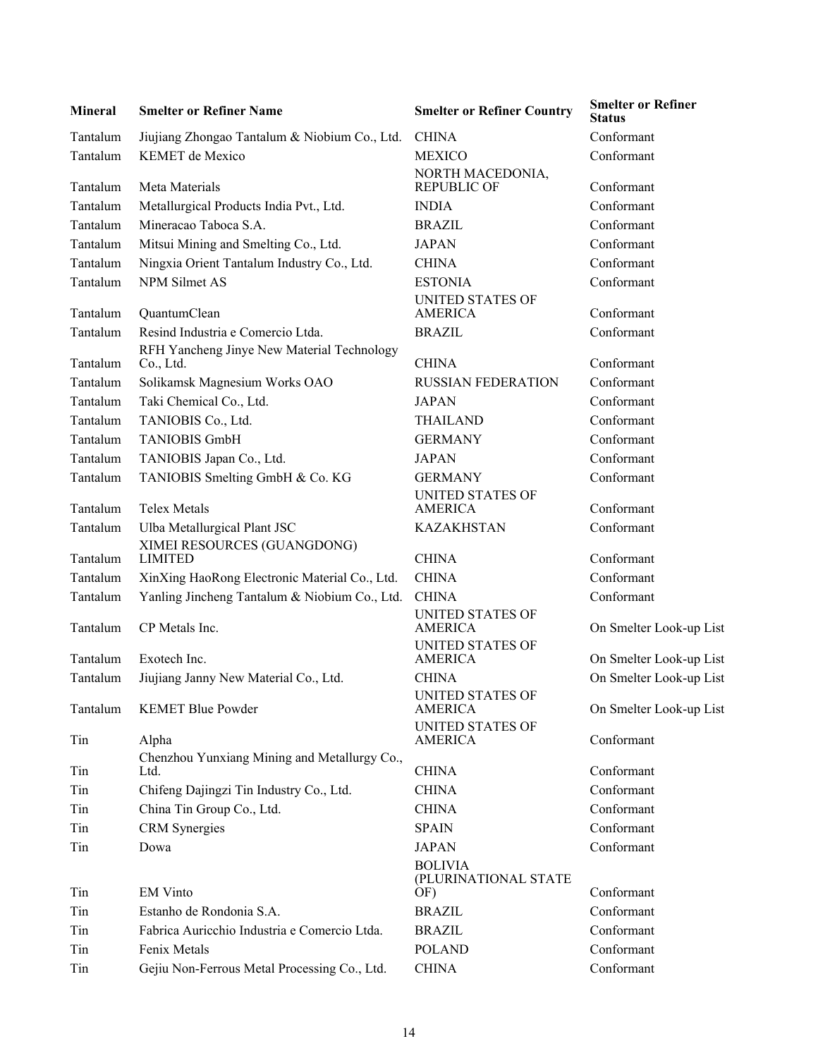| Mineral | Smelter or Refiner Name | Smelter or Refiner Country | Smelter or Refiner Status |
|---|---|---|---|
| Tantalum | Jiujiang Zhongao Tantalum & Niobium Co., Ltd. | CHINA | Conformant |
| Tantalum | KEMET de Mexico | MEXICO | Conformant |
| Tantalum | Meta Materials | NORTH MACEDONIA, REPUBLIC OF | Conformant |
| Tantalum | Metallurgical Products India Pvt., Ltd. | INDIA | Conformant |
| Tantalum | Mineracao Taboca S.A. | BRAZIL | Conformant |
| Tantalum | Mitsui Mining and Smelting Co., Ltd. | JAPAN | Conformant |
| Tantalum | Ningxia Orient Tantalum Industry Co., Ltd. | CHINA | Conformant |
| Tantalum | NPM Silmet AS | ESTONIA | Conformant |
| Tantalum | QuantumClean | UNITED STATES OF AMERICA | Conformant |
| Tantalum | Resind Industria e Comercio Ltda. | BRAZIL | Conformant |
| Tantalum | RFH Yancheng Jinye New Material Technology Co., Ltd. | CHINA | Conformant |
| Tantalum | Solikamsk Magnesium Works OAO | RUSSIAN FEDERATION | Conformant |
| Tantalum | Taki Chemical Co., Ltd. | JAPAN | Conformant |
| Tantalum | TANIOBIS Co., Ltd. | THAILAND | Conformant |
| Tantalum | TANIOBIS GmbH | GERMANY | Conformant |
| Tantalum | TANIOBIS Japan Co., Ltd. | JAPAN | Conformant |
| Tantalum | TANIOBIS Smelting GmbH & Co. KG | GERMANY | Conformant |
| Tantalum | Telex Metals | UNITED STATES OF AMERICA | Conformant |
| Tantalum | Ulba Metallurgical Plant JSC | KAZAKHSTAN | Conformant |
| Tantalum | XIMEI RESOURCES (GUANGDONG) LIMITED | CHINA | Conformant |
| Tantalum | XinXing HaoRong Electronic Material Co., Ltd. | CHINA | Conformant |
| Tantalum | Yanling Jincheng Tantalum & Niobium Co., Ltd. | CHINA | Conformant |
| Tantalum | CP Metals Inc. | UNITED STATES OF AMERICA | On Smelter Look-up List |
| Tantalum | Exotech Inc. | UNITED STATES OF AMERICA | On Smelter Look-up List |
| Tantalum | Jiujiang Janny New Material Co., Ltd. | CHINA | On Smelter Look-up List |
| Tantalum | KEMET Blue Powder | UNITED STATES OF AMERICA | On Smelter Look-up List |
| Tin | Alpha | UNITED STATES OF AMERICA | Conformant |
| Tin | Chenzhou Yunxiang Mining and Metallurgy Co., Ltd. | CHINA | Conformant |
| Tin | Chifeng Dajingzi Tin Industry Co., Ltd. | CHINA | Conformant |
| Tin | China Tin Group Co., Ltd. | CHINA | Conformant |
| Tin | CRM Synergies | SPAIN | Conformant |
| Tin | Dowa | JAPAN | Conformant |
| Tin | EM Vinto | BOLIVIA (PLURINATIONAL STATE OF) | Conformant |
| Tin | Estanho de Rondonia S.A. | BRAZIL | Conformant |
| Tin | Fabrica Auricchio Industria e Comercio Ltda. | BRAZIL | Conformant |
| Tin | Fenix Metals | POLAND | Conformant |
| Tin | Gejiu Non-Ferrous Metal Processing Co., Ltd. | CHINA | Conformant |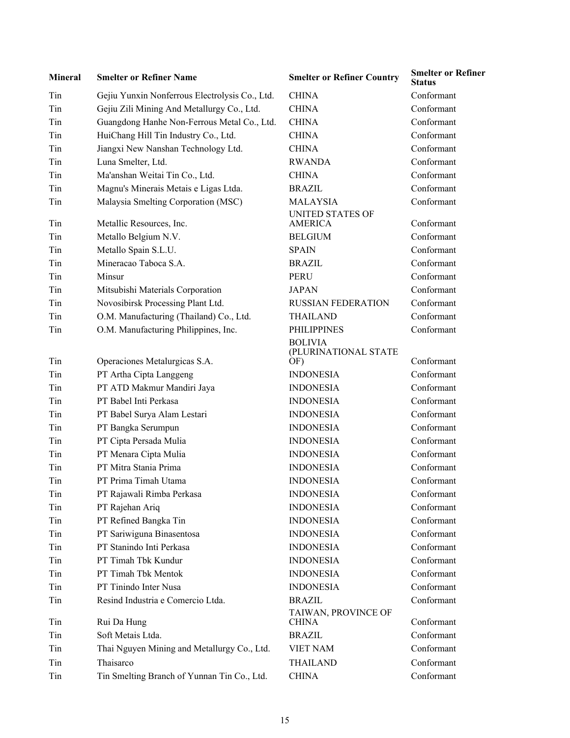| Mineral | Smelter or Refiner Name | Smelter or Refiner Country | Smelter or Refiner Status |
|---|---|---|---|
| Tin | Gejiu Yunxin Nonferrous Electrolysis Co., Ltd. | CHINA | Conformant |
| Tin | Gejiu Zili Mining And Metallurgy Co., Ltd. | CHINA | Conformant |
| Tin | Guangdong Hanhe Non-Ferrous Metal Co., Ltd. | CHINA | Conformant |
| Tin | HuiChang Hill Tin Industry Co., Ltd. | CHINA | Conformant |
| Tin | Jiangxi New Nanshan Technology Ltd. | CHINA | Conformant |
| Tin | Luna Smelter, Ltd. | RWANDA | Conformant |
| Tin | Ma'anshan Weitai Tin Co., Ltd. | CHINA | Conformant |
| Tin | Magnu's Minerais Metais e Ligas Ltda. | BRAZIL | Conformant |
| Tin | Malaysia Smelting Corporation (MSC) | MALAYSIA | Conformant |
| Tin | Metallic Resources, Inc. | UNITED STATES OF AMERICA | Conformant |
| Tin | Metallo Belgium N.V. | BELGIUM | Conformant |
| Tin | Metallo Spain S.L.U. | SPAIN | Conformant |
| Tin | Mineracao Taboca S.A. | BRAZIL | Conformant |
| Tin | Minsur | PERU | Conformant |
| Tin | Mitsubishi Materials Corporation | JAPAN | Conformant |
| Tin | Novosibirsk Processing Plant Ltd. | RUSSIAN FEDERATION | Conformant |
| Tin | O.M. Manufacturing (Thailand) Co., Ltd. | THAILAND | Conformant |
| Tin | O.M. Manufacturing Philippines, Inc. | PHILIPPINES | Conformant |
| Tin | Operaciones Metalurgicas S.A. | BOLIVIA (PLURINATIONAL STATE OF) | Conformant |
| Tin | PT Artha Cipta Langgeng | INDONESIA | Conformant |
| Tin | PT ATD Makmur Mandiri Jaya | INDONESIA | Conformant |
| Tin | PT Babel Inti Perkasa | INDONESIA | Conformant |
| Tin | PT Babel Surya Alam Lestari | INDONESIA | Conformant |
| Tin | PT Bangka Serumpun | INDONESIA | Conformant |
| Tin | PT Cipta Persada Mulia | INDONESIA | Conformant |
| Tin | PT Menara Cipta Mulia | INDONESIA | Conformant |
| Tin | PT Mitra Stania Prima | INDONESIA | Conformant |
| Tin | PT Prima Timah Utama | INDONESIA | Conformant |
| Tin | PT Rajawali Rimba Perkasa | INDONESIA | Conformant |
| Tin | PT Rajehan Ariq | INDONESIA | Conformant |
| Tin | PT Refined Bangka Tin | INDONESIA | Conformant |
| Tin | PT Sariwiguna Binasentosa | INDONESIA | Conformant |
| Tin | PT Stanindo Inti Perkasa | INDONESIA | Conformant |
| Tin | PT Timah Tbk Kundur | INDONESIA | Conformant |
| Tin | PT Timah Tbk Mentok | INDONESIA | Conformant |
| Tin | PT Tinindo Inter Nusa | INDONESIA | Conformant |
| Tin | Resind Industria e Comercio Ltda. | BRAZIL | Conformant |
| Tin | Rui Da Hung | TAIWAN, PROVINCE OF CHINA | Conformant |
| Tin | Soft Metais Ltda. | BRAZIL | Conformant |
| Tin | Thai Nguyen Mining and Metallurgy Co., Ltd. | VIET NAM | Conformant |
| Tin | Thaisarco | THAILAND | Conformant |
| Tin | Tin Smelting Branch of Yunnan Tin Co., Ltd. | CHINA | Conformant |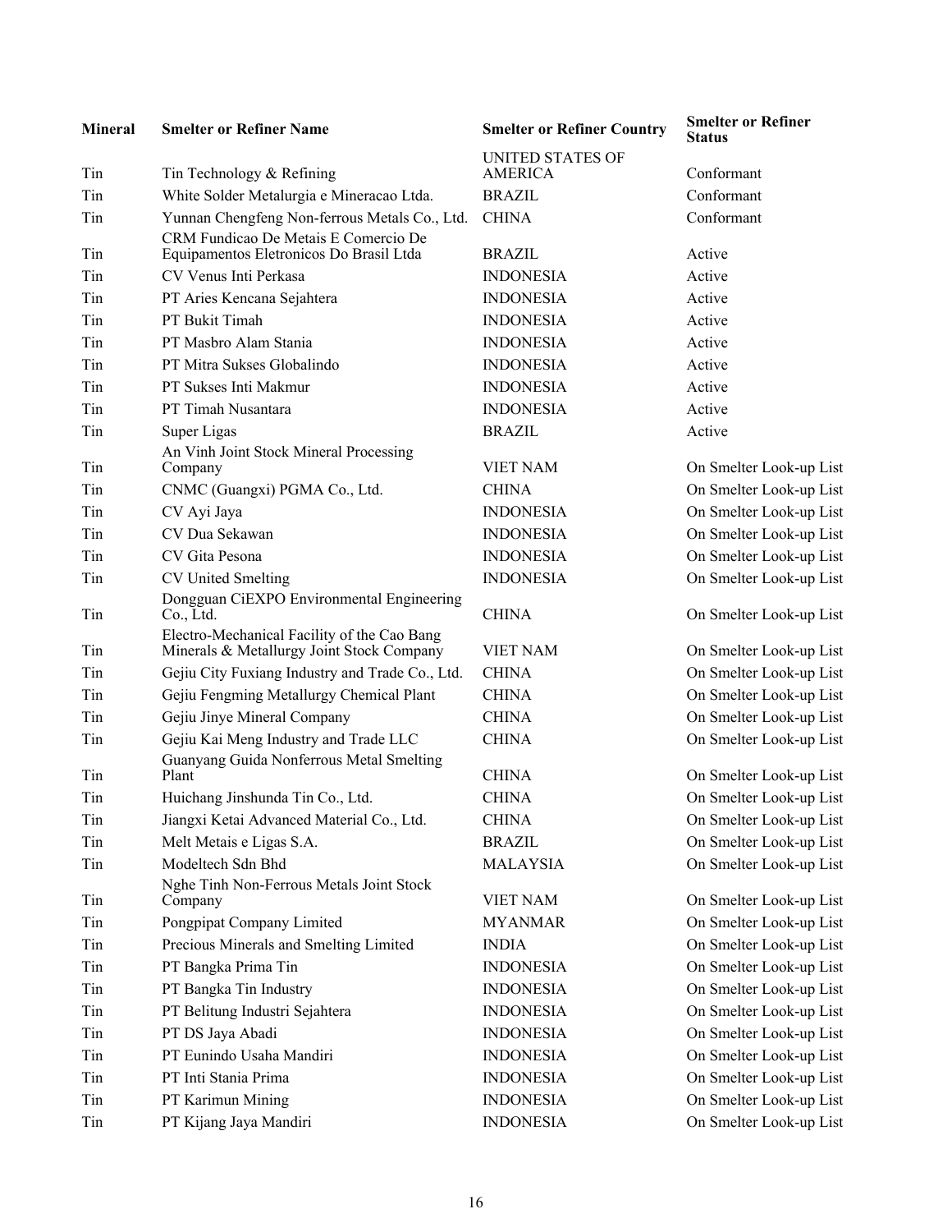| Mineral | Smelter or Refiner Name | Smelter or Refiner Country | Smelter or Refiner Status |
|---|---|---|---|
| Tin | Tin Technology & Refining | UNITED STATES OF AMERICA | Conformant |
| Tin | White Solder Metalurgia e Mineracao Ltda. | BRAZIL | Conformant |
| Tin | Yunnan Chengfeng Non-ferrous Metals Co., Ltd. | CHINA | Conformant |
| Tin | CRM Fundicao De Metais E Comercio De Equipamentos Eletronicos Do Brasil Ltda | BRAZIL | Active |
| Tin | CV Venus Inti Perkasa | INDONESIA | Active |
| Tin | PT Aries Kencana Sejahtera | INDONESIA | Active |
| Tin | PT Bukit Timah | INDONESIA | Active |
| Tin | PT Masbro Alam Stania | INDONESIA | Active |
| Tin | PT Mitra Sukses Globalindo | INDONESIA | Active |
| Tin | PT Sukses Inti Makmur | INDONESIA | Active |
| Tin | PT Timah Nusantara | INDONESIA | Active |
| Tin | Super Ligas | BRAZIL | Active |
| Tin | An Vinh Joint Stock Mineral Processing Company | VIET NAM | On Smelter Look-up List |
| Tin | CNMC (Guangxi) PGMA Co., Ltd. | CHINA | On Smelter Look-up List |
| Tin | CV Ayi Jaya | INDONESIA | On Smelter Look-up List |
| Tin | CV Dua Sekawan | INDONESIA | On Smelter Look-up List |
| Tin | CV Gita Pesona | INDONESIA | On Smelter Look-up List |
| Tin | CV United Smelting | INDONESIA | On Smelter Look-up List |
| Tin | Dongguan CiEXPO Environmental Engineering Co., Ltd. | CHINA | On Smelter Look-up List |
| Tin | Electro-Mechanical Facility of the Cao Bang Minerals & Metallurgy Joint Stock Company | VIET NAM | On Smelter Look-up List |
| Tin | Gejiu City Fuxiang Industry and Trade Co., Ltd. | CHINA | On Smelter Look-up List |
| Tin | Gejiu Fengming Metallurgy Chemical Plant | CHINA | On Smelter Look-up List |
| Tin | Gejiu Jinye Mineral Company | CHINA | On Smelter Look-up List |
| Tin | Gejiu Kai Meng Industry and Trade LLC | CHINA | On Smelter Look-up List |
| Tin | Guanyang Guida Nonferrous Metal Smelting Plant | CHINA | On Smelter Look-up List |
| Tin | Huichang Jinshunda Tin Co., Ltd. | CHINA | On Smelter Look-up List |
| Tin | Jiangxi Ketai Advanced Material Co., Ltd. | CHINA | On Smelter Look-up List |
| Tin | Melt Metais e Ligas S.A. | BRAZIL | On Smelter Look-up List |
| Tin | Modeltech Sdn Bhd | MALAYSIA | On Smelter Look-up List |
| Tin | Nghe Tinh Non-Ferrous Metals Joint Stock Company | VIET NAM | On Smelter Look-up List |
| Tin | Pongpipat Company Limited | MYANMAR | On Smelter Look-up List |
| Tin | Precious Minerals and Smelting Limited | INDIA | On Smelter Look-up List |
| Tin | PT Bangka Prima Tin | INDONESIA | On Smelter Look-up List |
| Tin | PT Bangka Tin Industry | INDONESIA | On Smelter Look-up List |
| Tin | PT Belitung Industri Sejahtera | INDONESIA | On Smelter Look-up List |
| Tin | PT DS Jaya Abadi | INDONESIA | On Smelter Look-up List |
| Tin | PT Eunindo Usaha Mandiri | INDONESIA | On Smelter Look-up List |
| Tin | PT Inti Stania Prima | INDONESIA | On Smelter Look-up List |
| Tin | PT Karimun Mining | INDONESIA | On Smelter Look-up List |
| Tin | PT Kijang Jaya Mandiri | INDONESIA | On Smelter Look-up List |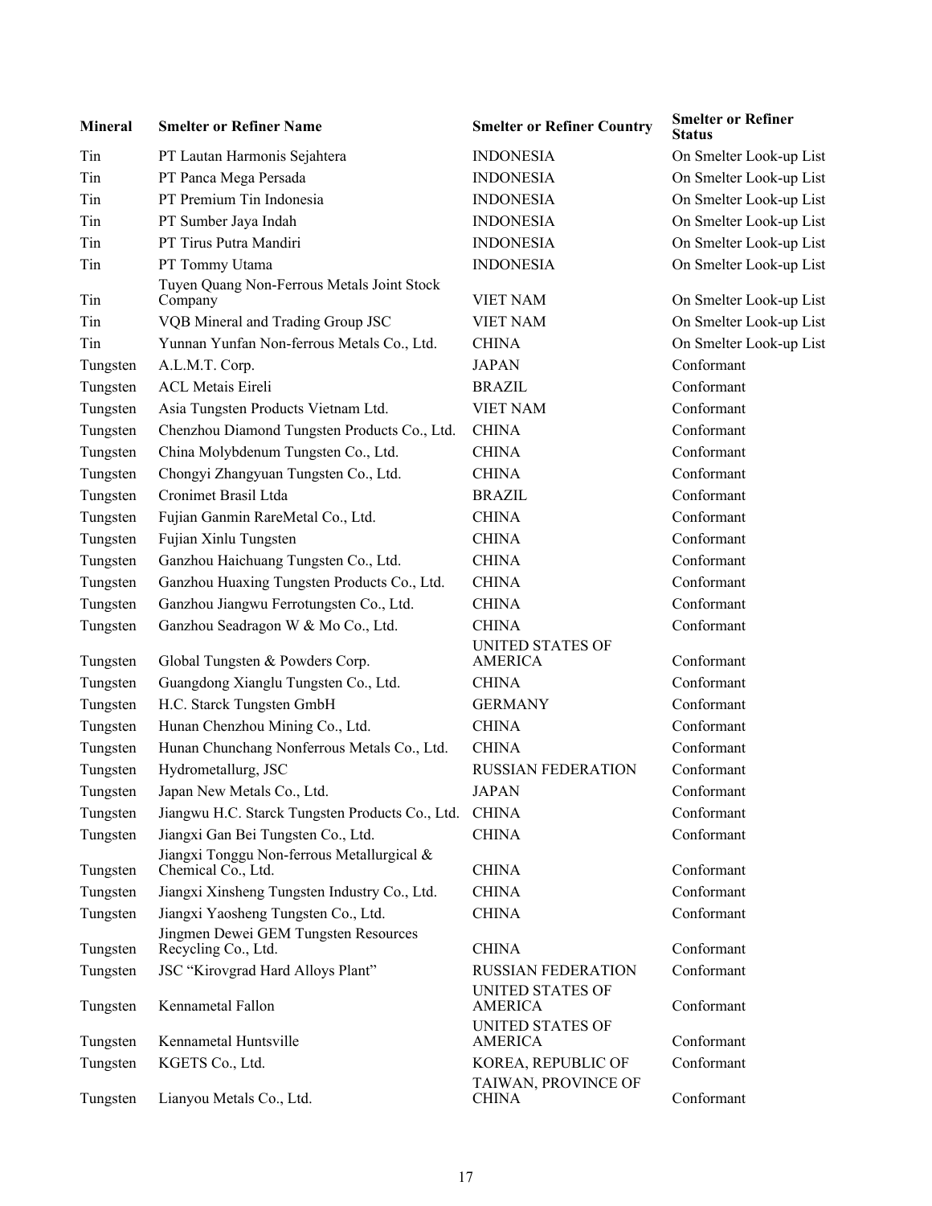| Mineral | Smelter or Refiner Name | Smelter or Refiner Country | Smelter or Refiner Status |
|---|---|---|---|
| Tin | PT Lautan Harmonis Sejahtera | INDONESIA | On Smelter Look-up List |
| Tin | PT Panca Mega Persada | INDONESIA | On Smelter Look-up List |
| Tin | PT Premium Tin Indonesia | INDONESIA | On Smelter Look-up List |
| Tin | PT Sumber Jaya Indah | INDONESIA | On Smelter Look-up List |
| Tin | PT Tirus Putra Mandiri | INDONESIA | On Smelter Look-up List |
| Tin | PT Tommy Utama | INDONESIA | On Smelter Look-up List |
| Tin | Tuyen Quang Non-Ferrous Metals Joint Stock Company | VIET NAM | On Smelter Look-up List |
| Tin | VQB Mineral and Trading Group JSC | VIET NAM | On Smelter Look-up List |
| Tin | Yunnan Yunfan Non-ferrous Metals Co., Ltd. | CHINA | On Smelter Look-up List |
| Tungsten | A.L.M.T. Corp. | JAPAN | Conformant |
| Tungsten | ACL Metais Eireli | BRAZIL | Conformant |
| Tungsten | Asia Tungsten Products Vietnam Ltd. | VIET NAM | Conformant |
| Tungsten | Chenzhou Diamond Tungsten Products Co., Ltd. | CHINA | Conformant |
| Tungsten | China Molybdenum Tungsten Co., Ltd. | CHINA | Conformant |
| Tungsten | Chongyi Zhangyuan Tungsten Co., Ltd. | CHINA | Conformant |
| Tungsten | Cronimet Brasil Ltda | BRAZIL | Conformant |
| Tungsten | Fujian Ganmin RareMetal Co., Ltd. | CHINA | Conformant |
| Tungsten | Fujian Xinlu Tungsten | CHINA | Conformant |
| Tungsten | Ganzhou Haichuang Tungsten Co., Ltd. | CHINA | Conformant |
| Tungsten | Ganzhou Huaxing Tungsten Products Co., Ltd. | CHINA | Conformant |
| Tungsten | Ganzhou Jiangwu Ferrotungsten Co., Ltd. | CHINA | Conformant |
| Tungsten | Ganzhou Seadragon W & Mo Co., Ltd. | CHINA | Conformant |
| Tungsten | Global Tungsten & Powders Corp. | UNITED STATES OF AMERICA | Conformant |
| Tungsten | Guangdong Xianglu Tungsten Co., Ltd. | CHINA | Conformant |
| Tungsten | H.C. Starck Tungsten GmbH | GERMANY | Conformant |
| Tungsten | Hunan Chenzhou Mining Co., Ltd. | CHINA | Conformant |
| Tungsten | Hunan Chunchang Nonferrous Metals Co., Ltd. | CHINA | Conformant |
| Tungsten | Hydrometallurg, JSC | RUSSIAN FEDERATION | Conformant |
| Tungsten | Japan New Metals Co., Ltd. | JAPAN | Conformant |
| Tungsten | Jiangwu H.C. Starck Tungsten Products Co., Ltd. | CHINA | Conformant |
| Tungsten | Jiangxi Gan Bei Tungsten Co., Ltd. | CHINA | Conformant |
| Tungsten | Jiangxi Tonggu Non-ferrous Metallurgical & Chemical Co., Ltd. | CHINA | Conformant |
| Tungsten | Jiangxi Xinsheng Tungsten Industry Co., Ltd. | CHINA | Conformant |
| Tungsten | Jiangxi Yaosheng Tungsten Co., Ltd. | CHINA | Conformant |
| Tungsten | Jingmen Dewei GEM Tungsten Resources Recycling Co., Ltd. | CHINA | Conformant |
| Tungsten | JSC "Kirovgrad Hard Alloys Plant" | RUSSIAN FEDERATION | Conformant |
| Tungsten | Kennametal Fallon | UNITED STATES OF AMERICA | Conformant |
| Tungsten | Kennametal Huntsville | UNITED STATES OF AMERICA | Conformant |
| Tungsten | KGETS Co., Ltd. | KOREA, REPUBLIC OF | Conformant |
| Tungsten | Lianyou Metals Co., Ltd. | TAIWAN, PROVINCE OF CHINA | Conformant |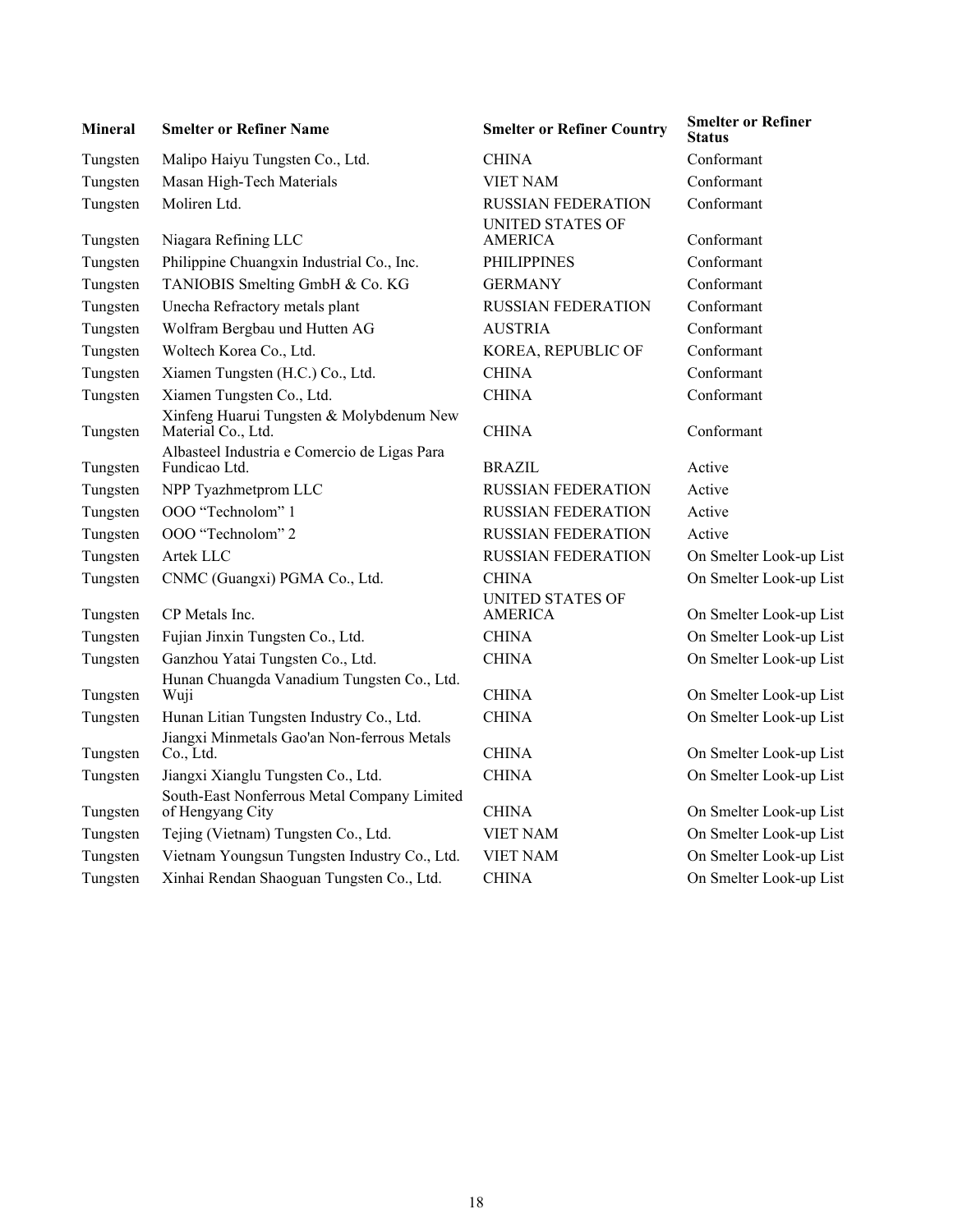| Mineral | Smelter or Refiner Name | Smelter or Refiner Country | Smelter or Refiner Status |
|---|---|---|---|
| Tungsten | Malipo Haiyu Tungsten Co., Ltd. | CHINA | Conformant |
| Tungsten | Masan High-Tech Materials | VIET NAM | Conformant |
| Tungsten | Moliren Ltd. | RUSSIAN FEDERATION | Conformant |
| Tungsten | Niagara Refining LLC | UNITED STATES OF AMERICA | Conformant |
| Tungsten | Philippine Chuangxin Industrial Co., Inc. | PHILIPPINES | Conformant |
| Tungsten | TANIOBIS Smelting GmbH & Co. KG | GERMANY | Conformant |
| Tungsten | Unecha Refractory metals plant | RUSSIAN FEDERATION | Conformant |
| Tungsten | Wolfram Bergbau und Hutten AG | AUSTRIA | Conformant |
| Tungsten | Woltech Korea Co., Ltd. | KOREA, REPUBLIC OF | Conformant |
| Tungsten | Xiamen Tungsten (H.C.) Co., Ltd. | CHINA | Conformant |
| Tungsten | Xiamen Tungsten Co., Ltd. | CHINA | Conformant |
| Tungsten | Xinfeng Huarui Tungsten & Molybdenum New Material Co., Ltd. | CHINA | Conformant |
| Tungsten | Albasteel Industria e Comercio de Ligas Para Fundicao Ltd. | BRAZIL | Active |
| Tungsten | NPP Tyazhmetprom LLC | RUSSIAN FEDERATION | Active |
| Tungsten | OOO "Technolom" 1 | RUSSIAN FEDERATION | Active |
| Tungsten | OOO "Technolom" 2 | RUSSIAN FEDERATION | Active |
| Tungsten | Artek LLC | RUSSIAN FEDERATION | On Smelter Look-up List |
| Tungsten | CNMC (Guangxi) PGMA Co., Ltd. | CHINA | On Smelter Look-up List |
| Tungsten | CP Metals Inc. | UNITED STATES OF AMERICA | On Smelter Look-up List |
| Tungsten | Fujian Jinxin Tungsten Co., Ltd. | CHINA | On Smelter Look-up List |
| Tungsten | Ganzhou Yatai Tungsten Co., Ltd. | CHINA | On Smelter Look-up List |
| Tungsten | Hunan Chuangda Vanadium Tungsten Co., Ltd. Wuji | CHINA | On Smelter Look-up List |
| Tungsten | Hunan Litian Tungsten Industry Co., Ltd. | CHINA | On Smelter Look-up List |
| Tungsten | Jiangxi Minmetals Gao'an Non-ferrous Metals Co., Ltd. | CHINA | On Smelter Look-up List |
| Tungsten | Jiangxi Xianglu Tungsten Co., Ltd. | CHINA | On Smelter Look-up List |
| Tungsten | South-East Nonferrous Metal Company Limited of Hengyang City | CHINA | On Smelter Look-up List |
| Tungsten | Tejing (Vietnam) Tungsten Co., Ltd. | VIET NAM | On Smelter Look-up List |
| Tungsten | Vietnam Youngsun Tungsten Industry Co., Ltd. | VIET NAM | On Smelter Look-up List |
| Tungsten | Xinhai Rendan Shaoguan Tungsten Co., Ltd. | CHINA | On Smelter Look-up List |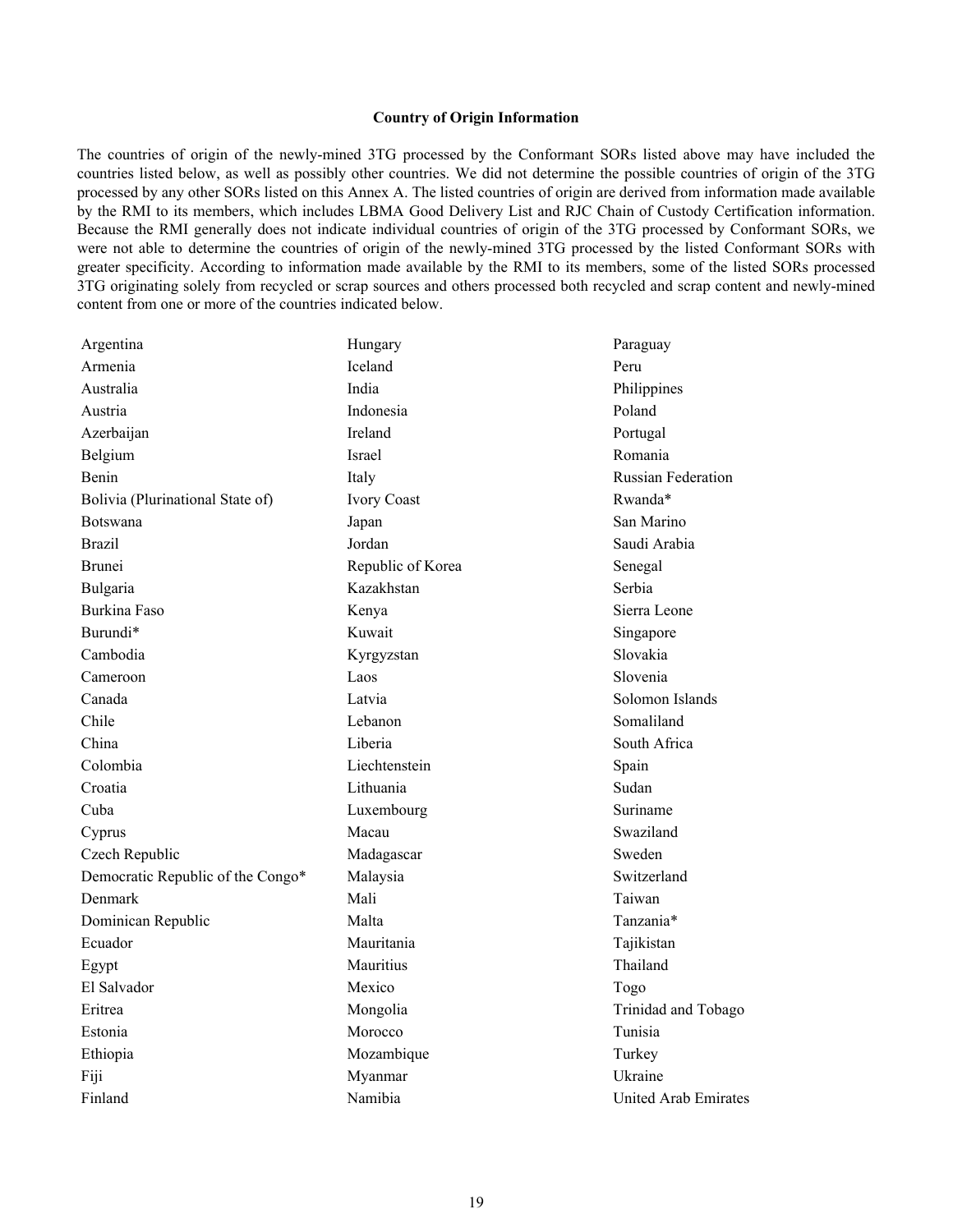**Country of Origin Information**

The countries of origin of the newly-mined 3TG processed by the Conformant SORs listed above may have included the countries listed below, as well as possibly other countries. We did not determine the possible countries of origin of the 3TG processed by any other SORs listed on this Annex A. The listed countries of origin are derived from information made available by the RMI to its members, which includes LBMA Good Delivery List and RJC Chain of Custody Certification information. Because the RMI generally does not indicate individual countries of origin of the 3TG processed by Conformant SORs, we were not able to determine the countries of origin of the newly-mined 3TG processed by the listed Conformant SORs with greater specificity. According to information made available by the RMI to its members, some of the listed SORs processed 3TG originating solely from recycled or scrap sources and others processed both recycled and scrap content and newly-mined content from one or more of the countries indicated below.

Argentina
Armenia
Australia
Austria
Azerbaijan
Belgium
Benin
Bolivia (Plurinational State of)
Botswana
Brazil
Brunei
Bulgaria
Burkina Faso
Burundi*
Cambodia
Cameroon
Canada
Chile
China
Colombia
Croatia
Cuba
Cyprus
Czech Republic
Democratic Republic of the Congo*
Denmark
Dominican Republic
Ecuador
Egypt
El Salvador
Eritrea
Estonia
Ethiopia
Fiji
Finland
Hungary
Iceland
India
Indonesia
Ireland
Israel
Italy
Ivory Coast
Japan
Jordan
Republic of Korea
Kazakhstan
Kenya
Kuwait
Kyrgyzstan
Laos
Latvia
Lebanon
Liberia
Liechtenstein
Lithuania
Luxembourg
Macau
Madagascar
Malaysia
Mali
Malta
Mauritania
Mauritius
Mexico
Mongolia
Morocco
Mozambique
Myanmar
Namibia
Paraguay
Peru
Philippines
Poland
Portugal
Romania
Russian Federation
Rwanda*
San Marino
Saudi Arabia
Senegal
Serbia
Sierra Leone
Singapore
Slovakia
Slovenia
Solomon Islands
Somaliland
South Africa
Spain
Sudan
Suriname
Swaziland
Sweden
Switzerland
Taiwan
Tanzania*
Tajikistan
Thailand
Togo
Trinidad and Tobago
Tunisia
Turkey
Ukraine
United Arab Emirates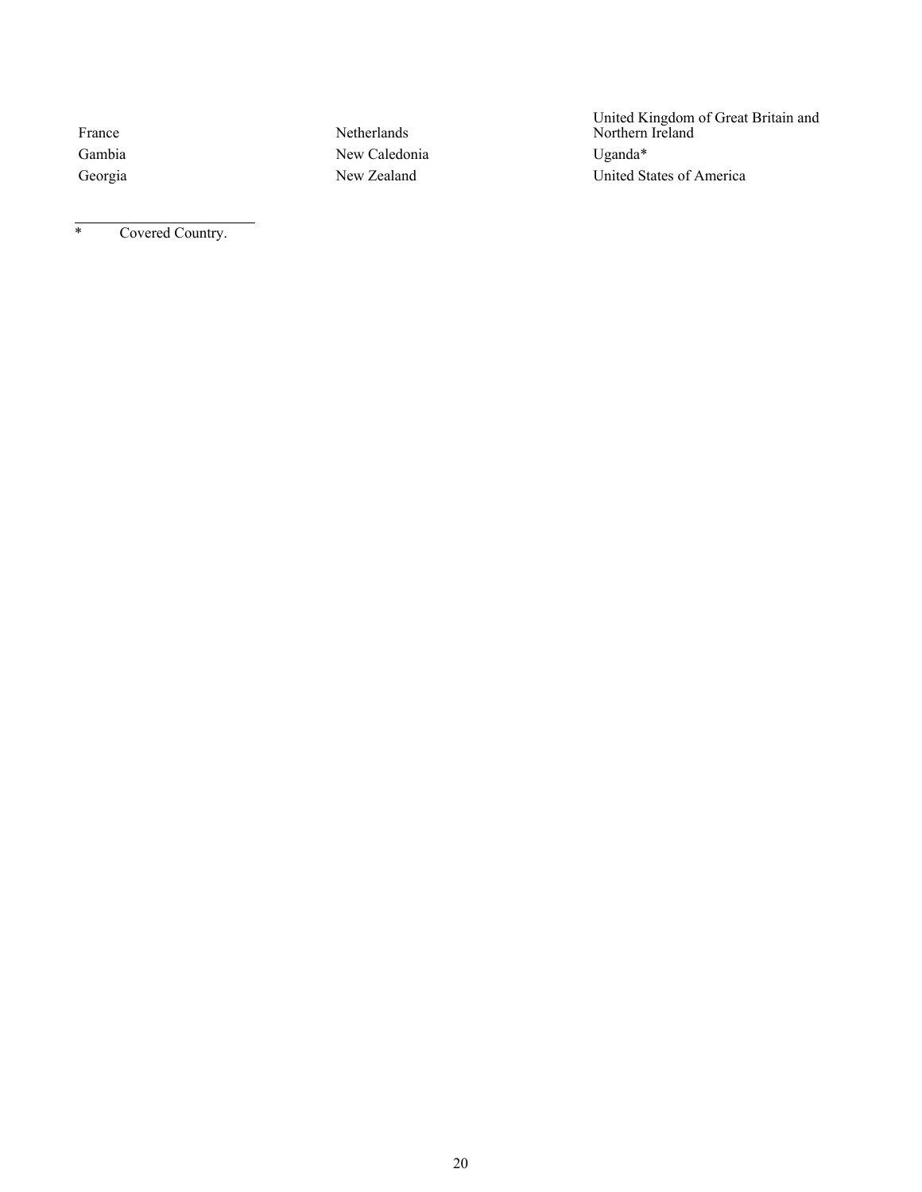| | | |
|---|---|---|
| France | Netherlands | United Kingdom of Great Britain and Northern Ireland |
| Gambia | New Caledonia | Uganda* |
| Georgia | New Zealand | United States of America |

\* Covered Country.